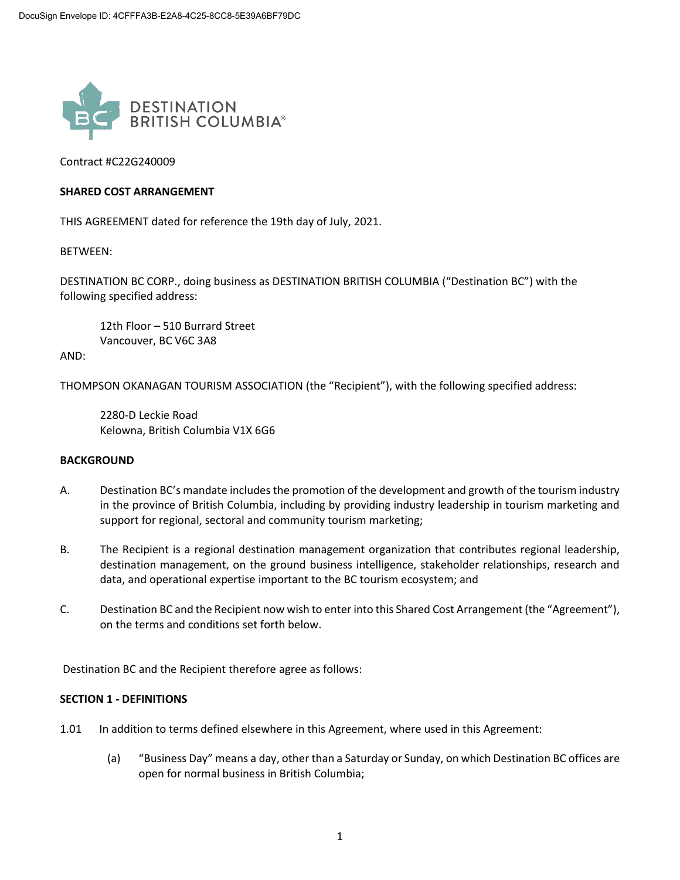DocuSign Envelope ID: 4CFFFA3B-E2A8-4C25-8CC8-5E39A6BF79DC

DESTINATION BRITISH COLUMBIA®

Contract #C22G240009

**SHARED COST ARRANGEMENT**

THIS AGREEMENT dated for reference the 19th day of July, 2021.

BETWEEN:

DESTINATION BC CORP., doing business as DESTINATION BRITISH COLUMBIA ("Destination BC") with the following specified address:

> 12th Floor – 510 Burrard Street
> Vancouver, BC V6C 3A8

AND:

THOMPSON OKANAGAN TOURISM ASSOCIATION (the "Recipient"), with the following specified address:

> 2280-D Leckie Road
> Kelowna, British Columbia V1X 6G6

**BACKGROUND**

A. Destination BC's mandate includes the promotion of the development and growth of the tourism industry in the province of British Columbia, including by providing industry leadership in tourism marketing and support for regional, sectoral and community tourism marketing;

B. The Recipient is a regional destination management organization that contributes regional leadership, destination management, on the ground business intelligence, stakeholder relationships, research and data, and operational expertise important to the BC tourism ecosystem; and

C. Destination BC and the Recipient now wish to enter into this Shared Cost Arrangement (the "Agreement"), on the terms and conditions set forth below.

Destination BC and the Recipient therefore agree as follows:

**SECTION 1 - DEFINITIONS**

1.01 In addition to terms defined elsewhere in this Agreement, where used in this Agreement:

(a) "Business Day" means a day, other than a Saturday or Sunday, on which Destination BC offices are open for normal business in British Columbia;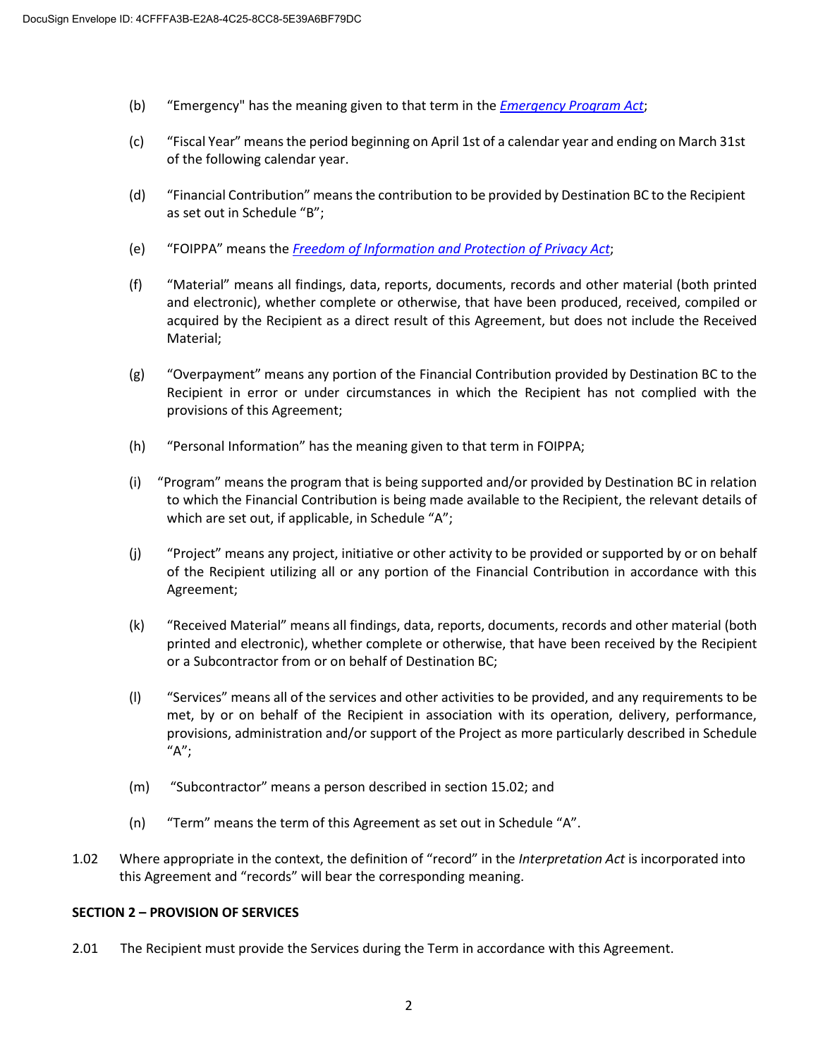(b) "Emergency" has the meaning given to that term in the *Emergency Program Act*;

(c) "Fiscal Year" means the period beginning on April 1st of a calendar year and ending on March 31st of the following calendar year.

(d) "Financial Contribution" means the contribution to be provided by Destination BC to the Recipient as set out in Schedule "B";

(e) "FOIPPA" means the *Freedom of Information and Protection of Privacy Act*;

(f) "Material" means all findings, data, reports, documents, records and other material (both printed and electronic), whether complete or otherwise, that have been produced, received, compiled or acquired by the Recipient as a direct result of this Agreement, but does not include the Received Material;

(g) "Overpayment" means any portion of the Financial Contribution provided by Destination BC to the Recipient in error or under circumstances in which the Recipient has not complied with the provisions of this Agreement;

(h) "Personal Information" has the meaning given to that term in FOIPPA;

(i) "Program" means the program that is being supported and/or provided by Destination BC in relation to which the Financial Contribution is being made available to the Recipient, the relevant details of which are set out, if applicable, in Schedule "A";

(j) "Project" means any project, initiative or other activity to be provided or supported by or on behalf of the Recipient utilizing all or any portion of the Financial Contribution in accordance with this Agreement;

(k) "Received Material" means all findings, data, reports, documents, records and other material (both printed and electronic), whether complete or otherwise, that have been received by the Recipient or a Subcontractor from or on behalf of Destination BC;

(l) "Services" means all of the services and other activities to be provided, and any requirements to be met, by or on behalf of the Recipient in association with its operation, delivery, performance, provisions, administration and/or support of the Project as more particularly described in Schedule "A";

(m) "Subcontractor" means a person described in section 15.02; and

(n) "Term" means the term of this Agreement as set out in Schedule "A".

1.02 Where appropriate in the context, the definition of "record" in the *Interpretation Act* is incorporated into this Agreement and "records" will bear the corresponding meaning.

**SECTION 2 – PROVISION OF SERVICES**

2.01 The Recipient must provide the Services during the Term in accordance with this Agreement.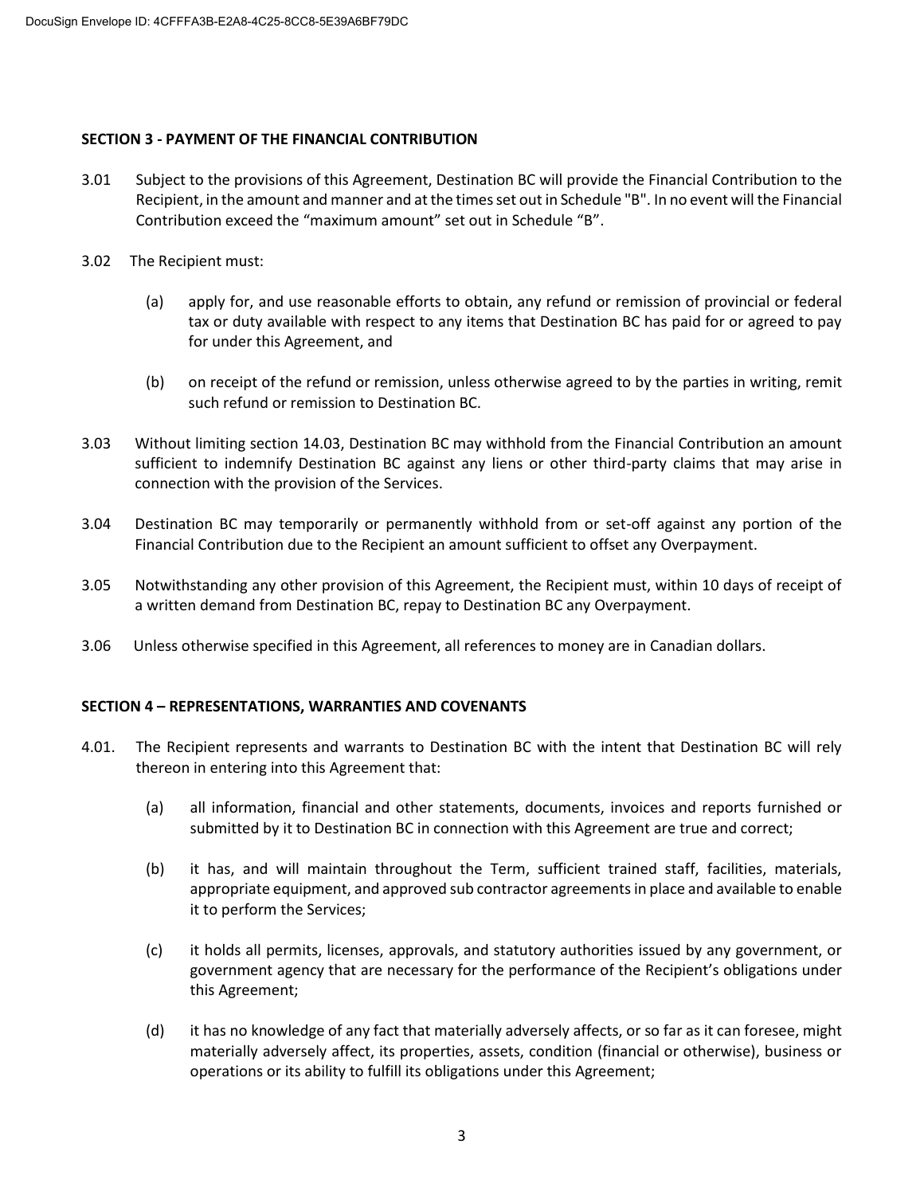**SECTION 3 - PAYMENT OF THE FINANCIAL CONTRIBUTION**

3.01 Subject to the provisions of this Agreement, Destination BC will provide the Financial Contribution to the Recipient, in the amount and manner and at the times set out in Schedule "B". In no event will the Financial Contribution exceed the "maximum amount" set out in Schedule "B".

3.02 The Recipient must:

(a) apply for, and use reasonable efforts to obtain, any refund or remission of provincial or federal tax or duty available with respect to any items that Destination BC has paid for or agreed to pay for under this Agreement, and

(b) on receipt of the refund or remission, unless otherwise agreed to by the parties in writing, remit such refund or remission to Destination BC.

3.03 Without limiting section 14.03, Destination BC may withhold from the Financial Contribution an amount sufficient to indemnify Destination BC against any liens or other third-party claims that may arise in connection with the provision of the Services.

3.04 Destination BC may temporarily or permanently withhold from or set-off against any portion of the Financial Contribution due to the Recipient an amount sufficient to offset any Overpayment.

3.05 Notwithstanding any other provision of this Agreement, the Recipient must, within 10 days of receipt of a written demand from Destination BC, repay to Destination BC any Overpayment.

3.06 Unless otherwise specified in this Agreement, all references to money are in Canadian dollars.

**SECTION 4 – REPRESENTATIONS, WARRANTIES AND COVENANTS**

4.01. The Recipient represents and warrants to Destination BC with the intent that Destination BC will rely thereon in entering into this Agreement that:

(a) all information, financial and other statements, documents, invoices and reports furnished or submitted by it to Destination BC in connection with this Agreement are true and correct;

(b) it has, and will maintain throughout the Term, sufficient trained staff, facilities, materials, appropriate equipment, and approved sub contractor agreements in place and available to enable it to perform the Services;

(c) it holds all permits, licenses, approvals, and statutory authorities issued by any government, or government agency that are necessary for the performance of the Recipient's obligations under this Agreement;

(d) it has no knowledge of any fact that materially adversely affects, or so far as it can foresee, might materially adversely affect, its properties, assets, condition (financial or otherwise), business or operations or its ability to fulfill its obligations under this Agreement;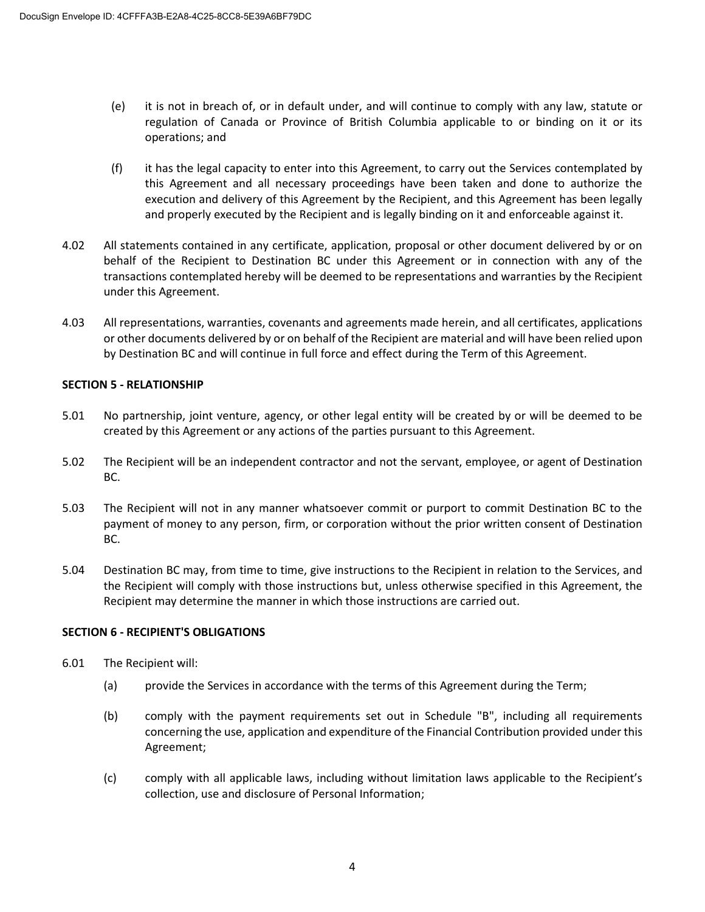(e) it is not in breach of, or in default under, and will continue to comply with any law, statute or regulation of Canada or Province of British Columbia applicable to or binding on it or its operations; and

(f) it has the legal capacity to enter into this Agreement, to carry out the Services contemplated by this Agreement and all necessary proceedings have been taken and done to authorize the execution and delivery of this Agreement by the Recipient, and this Agreement has been legally and properly executed by the Recipient and is legally binding on it and enforceable against it.

4.02 All statements contained in any certificate, application, proposal or other document delivered by or on behalf of the Recipient to Destination BC under this Agreement or in connection with any of the transactions contemplated hereby will be deemed to be representations and warranties by the Recipient under this Agreement.

4.03 All representations, warranties, covenants and agreements made herein, and all certificates, applications or other documents delivered by or on behalf of the Recipient are material and will have been relied upon by Destination BC and will continue in full force and effect during the Term of this Agreement.

**SECTION 5 - RELATIONSHIP**

5.01 No partnership, joint venture, agency, or other legal entity will be created by or will be deemed to be created by this Agreement or any actions of the parties pursuant to this Agreement.

5.02 The Recipient will be an independent contractor and not the servant, employee, or agent of Destination BC.

5.03 The Recipient will not in any manner whatsoever commit or purport to commit Destination BC to the payment of money to any person, firm, or corporation without the prior written consent of Destination BC.

5.04 Destination BC may, from time to time, give instructions to the Recipient in relation to the Services, and the Recipient will comply with those instructions but, unless otherwise specified in this Agreement, the Recipient may determine the manner in which those instructions are carried out.

**SECTION 6 - RECIPIENT'S OBLIGATIONS**

6.01 The Recipient will:

(a) provide the Services in accordance with the terms of this Agreement during the Term;

(b) comply with the payment requirements set out in Schedule "B", including all requirements concerning the use, application and expenditure of the Financial Contribution provided under this Agreement;

(c) comply with all applicable laws, including without limitation laws applicable to the Recipient's collection, use and disclosure of Personal Information;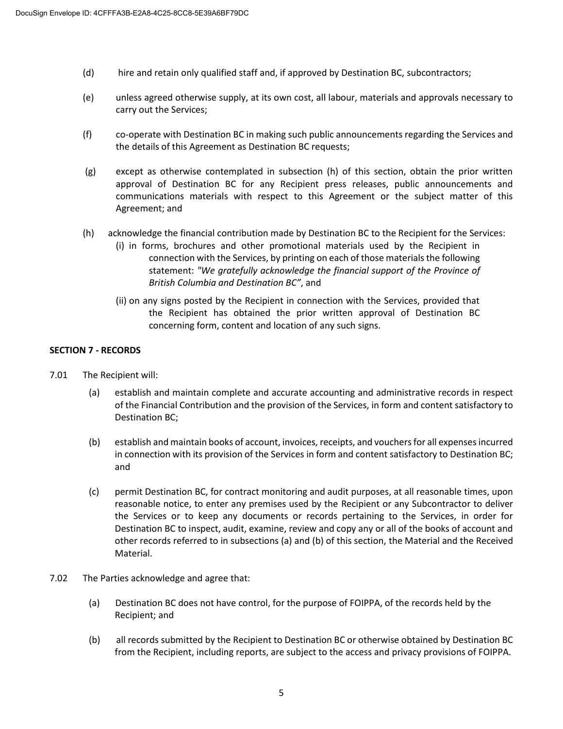(d) hire and retain only qualified staff and, if approved by Destination BC, subcontractors;

(e) unless agreed otherwise supply, at its own cost, all labour, materials and approvals necessary to carry out the Services;

(f) co-operate with Destination BC in making such public announcements regarding the Services and the details of this Agreement as Destination BC requests;

(g) except as otherwise contemplated in subsection (h) of this section, obtain the prior written approval of Destination BC for any Recipient press releases, public announcements and communications materials with respect to this Agreement or the subject matter of this Agreement; and

(h) acknowledge the financial contribution made by Destination BC to the Recipient for the Services:

(i) in forms, brochures and other promotional materials used by the Recipient in connection with the Services, by printing on each of those materials the following statement: *"We gratefully acknowledge the financial support of the Province of British Columbia and Destination BC"*, and

(ii) on any signs posted by the Recipient in connection with the Services, provided that the Recipient has obtained the prior written approval of Destination BC concerning form, content and location of any such signs.

**SECTION 7 - RECORDS**

7.01 The Recipient will:

(a) establish and maintain complete and accurate accounting and administrative records in respect of the Financial Contribution and the provision of the Services, in form and content satisfactory to Destination BC;

(b) establish and maintain books of account, invoices, receipts, and vouchers for all expenses incurred in connection with its provision of the Services in form and content satisfactory to Destination BC; and

(c) permit Destination BC, for contract monitoring and audit purposes, at all reasonable times, upon reasonable notice, to enter any premises used by the Recipient or any Subcontractor to deliver the Services or to keep any documents or records pertaining to the Services, in order for Destination BC to inspect, audit, examine, review and copy any or all of the books of account and other records referred to in subsections (a) and (b) of this section, the Material and the Received Material.

7.02 The Parties acknowledge and agree that:

(a) Destination BC does not have control, for the purpose of FOIPPA, of the records held by the Recipient; and

(b) all records submitted by the Recipient to Destination BC or otherwise obtained by Destination BC from the Recipient, including reports, are subject to the access and privacy provisions of FOIPPA.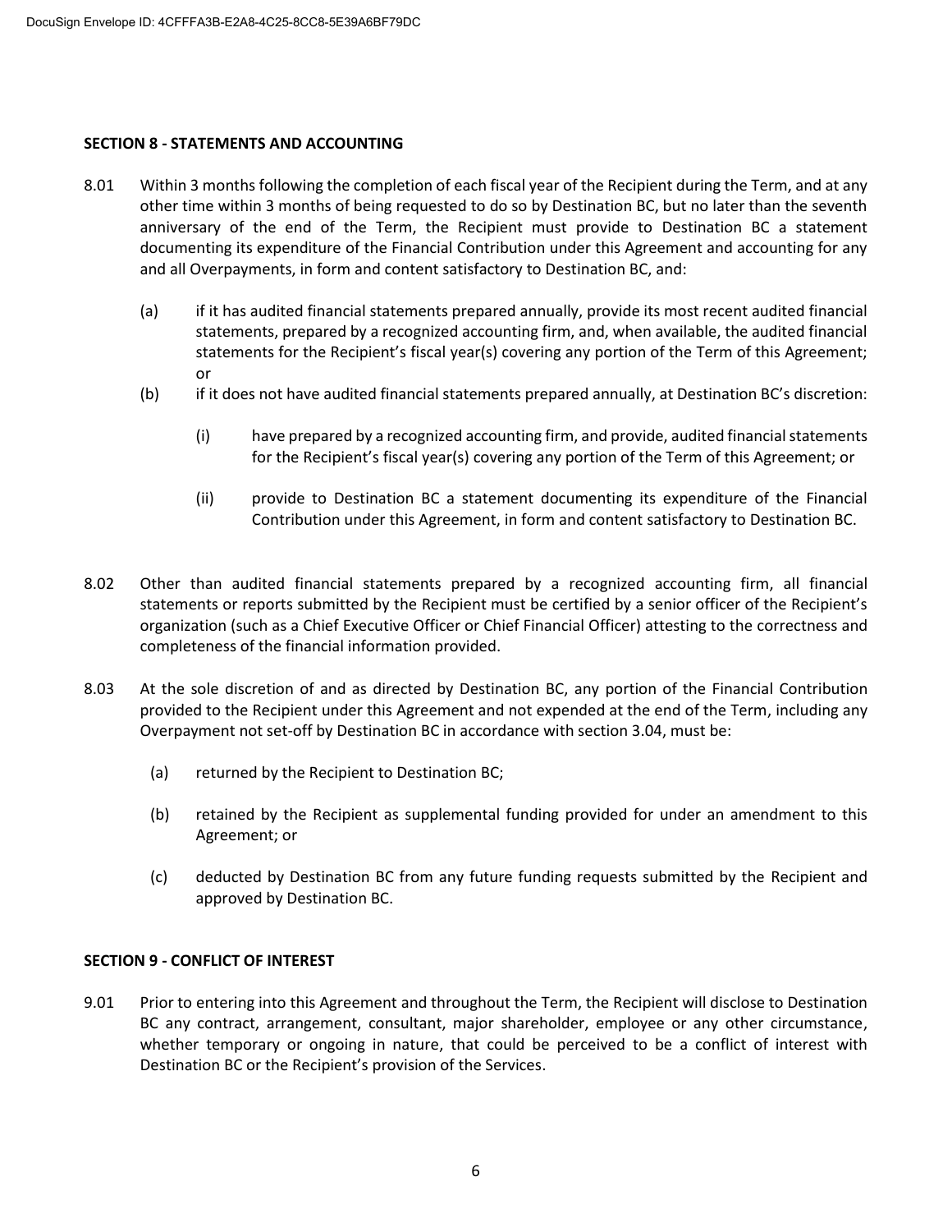## SECTION 8 - STATEMENTS AND ACCOUNTING

8.01 Within 3 months following the completion of each fiscal year of the Recipient during the Term, and at any other time within 3 months of being requested to do so by Destination BC, but no later than the seventh anniversary of the end of the Term, the Recipient must provide to Destination BC a statement documenting its expenditure of the Financial Contribution under this Agreement and accounting for any and all Overpayments, in form and content satisfactory to Destination BC, and:

(a) if it has audited financial statements prepared annually, provide its most recent audited financial statements, prepared by a recognized accounting firm, and, when available, the audited financial statements for the Recipient's fiscal year(s) covering any portion of the Term of this Agreement; or

(b) if it does not have audited financial statements prepared annually, at Destination BC's discretion:

(i) have prepared by a recognized accounting firm, and provide, audited financial statements for the Recipient's fiscal year(s) covering any portion of the Term of this Agreement; or

(ii) provide to Destination BC a statement documenting its expenditure of the Financial Contribution under this Agreement, in form and content satisfactory to Destination BC.

8.02 Other than audited financial statements prepared by a recognized accounting firm, all financial statements or reports submitted by the Recipient must be certified by a senior officer of the Recipient's organization (such as a Chief Executive Officer or Chief Financial Officer) attesting to the correctness and completeness of the financial information provided.

8.03 At the sole discretion of and as directed by Destination BC, any portion of the Financial Contribution provided to the Recipient under this Agreement and not expended at the end of the Term, including any Overpayment not set-off by Destination BC in accordance with section 3.04, must be:

(a) returned by the Recipient to Destination BC;

(b) retained by the Recipient as supplemental funding provided for under an amendment to this Agreement; or

(c) deducted by Destination BC from any future funding requests submitted by the Recipient and approved by Destination BC.

## SECTION 9 - CONFLICT OF INTEREST

9.01 Prior to entering into this Agreement and throughout the Term, the Recipient will disclose to Destination BC any contract, arrangement, consultant, major shareholder, employee or any other circumstance, whether temporary or ongoing in nature, that could be perceived to be a conflict of interest with Destination BC or the Recipient's provision of the Services.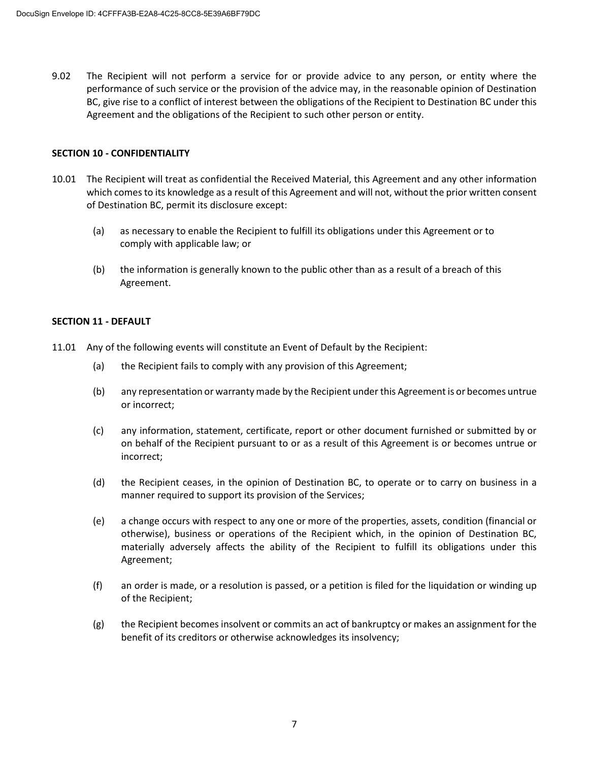9.02 The Recipient will not perform a service for or provide advice to any person, or entity where the performance of such service or the provision of the advice may, in the reasonable opinion of Destination BC, give rise to a conflict of interest between the obligations of the Recipient to Destination BC under this Agreement and the obligations of the Recipient to such other person or entity.

**SECTION 10 - CONFIDENTIALITY**

10.01 The Recipient will treat as confidential the Received Material, this Agreement and any other information which comes to its knowledge as a result of this Agreement and will not, without the prior written consent of Destination BC, permit its disclosure except:

(a) as necessary to enable the Recipient to fulfill its obligations under this Agreement or to comply with applicable law; or

(b) the information is generally known to the public other than as a result of a breach of this Agreement.

**SECTION 11 - DEFAULT**

11.01 Any of the following events will constitute an Event of Default by the Recipient:

(a) the Recipient fails to comply with any provision of this Agreement;

(b) any representation or warranty made by the Recipient under this Agreement is or becomes untrue or incorrect;

(c) any information, statement, certificate, report or other document furnished or submitted by or on behalf of the Recipient pursuant to or as a result of this Agreement is or becomes untrue or incorrect;

(d) the Recipient ceases, in the opinion of Destination BC, to operate or to carry on business in a manner required to support its provision of the Services;

(e) a change occurs with respect to any one or more of the properties, assets, condition (financial or otherwise), business or operations of the Recipient which, in the opinion of Destination BC, materially adversely affects the ability of the Recipient to fulfill its obligations under this Agreement;

(f) an order is made, or a resolution is passed, or a petition is filed for the liquidation or winding up of the Recipient;

(g) the Recipient becomes insolvent or commits an act of bankruptcy or makes an assignment for the benefit of its creditors or otherwise acknowledges its insolvency;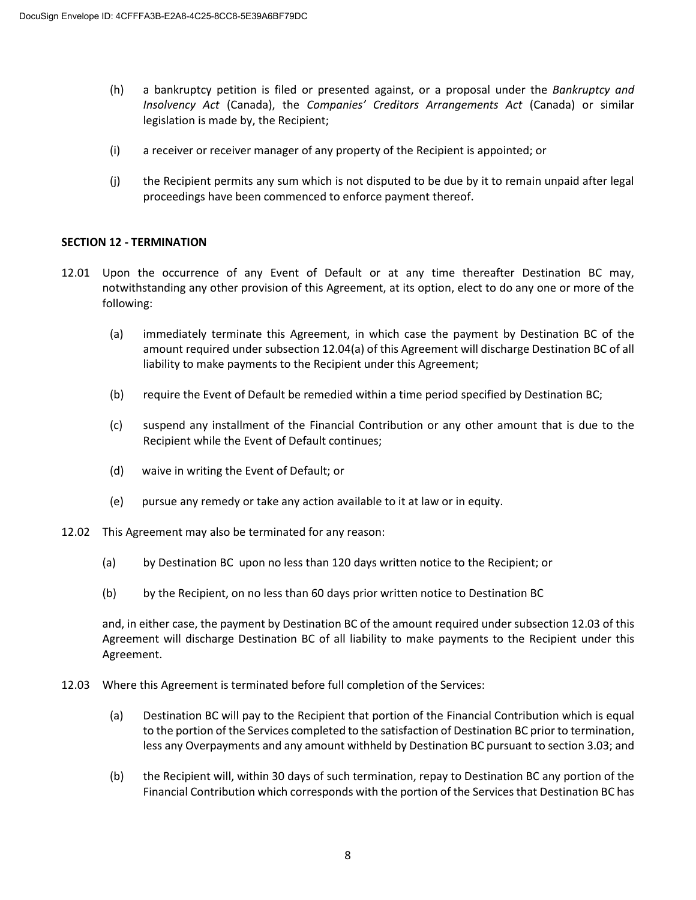(h) a bankruptcy petition is filed or presented against, or a proposal under the *Bankruptcy and Insolvency Act* (Canada), the *Companies' Creditors Arrangements Act* (Canada) or similar legislation is made by, the Recipient;

(i) a receiver or receiver manager of any property of the Recipient is appointed; or

(j) the Recipient permits any sum which is not disputed to be due by it to remain unpaid after legal proceedings have been commenced to enforce payment thereof.

**SECTION 12 - TERMINATION**

12.01 Upon the occurrence of any Event of Default or at any time thereafter Destination BC may, notwithstanding any other provision of this Agreement, at its option, elect to do any one or more of the following:

(a) immediately terminate this Agreement, in which case the payment by Destination BC of the amount required under subsection 12.04(a) of this Agreement will discharge Destination BC of all liability to make payments to the Recipient under this Agreement;

(b) require the Event of Default be remedied within a time period specified by Destination BC;

(c) suspend any installment of the Financial Contribution or any other amount that is due to the Recipient while the Event of Default continues;

(d) waive in writing the Event of Default; or

(e) pursue any remedy or take any action available to it at law or in equity.

12.02 This Agreement may also be terminated for any reason:

(a) by Destination BC upon no less than 120 days written notice to the Recipient; or

(b) by the Recipient, on no less than 60 days prior written notice to Destination BC

and, in either case, the payment by Destination BC of the amount required under subsection 12.03 of this Agreement will discharge Destination BC of all liability to make payments to the Recipient under this Agreement.

12.03 Where this Agreement is terminated before full completion of the Services:

(a) Destination BC will pay to the Recipient that portion of the Financial Contribution which is equal to the portion of the Services completed to the satisfaction of Destination BC prior to termination, less any Overpayments and any amount withheld by Destination BC pursuant to section 3.03; and

(b) the Recipient will, within 30 days of such termination, repay to Destination BC any portion of the Financial Contribution which corresponds with the portion of the Services that Destination BC has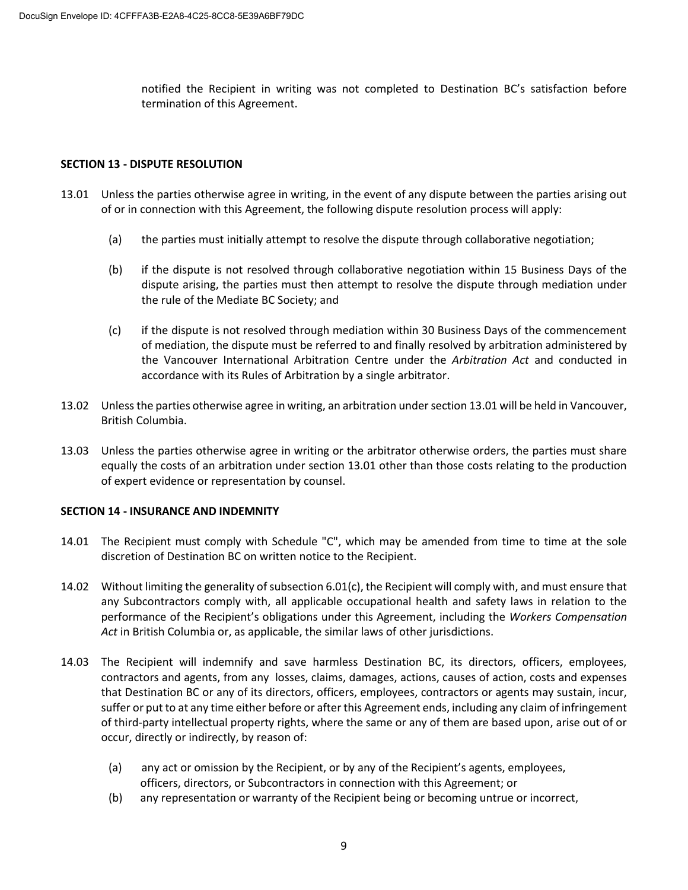notified the Recipient in writing was not completed to Destination BC's satisfaction before termination of this Agreement.

**SECTION 13 - DISPUTE RESOLUTION**

13.01 Unless the parties otherwise agree in writing, in the event of any dispute between the parties arising out of or in connection with this Agreement, the following dispute resolution process will apply:

(a) the parties must initially attempt to resolve the dispute through collaborative negotiation;

(b) if the dispute is not resolved through collaborative negotiation within 15 Business Days of the dispute arising, the parties must then attempt to resolve the dispute through mediation under the rule of the Mediate BC Society; and

(c) if the dispute is not resolved through mediation within 30 Business Days of the commencement of mediation, the dispute must be referred to and finally resolved by arbitration administered by the Vancouver International Arbitration Centre under the *Arbitration Act* and conducted in accordance with its Rules of Arbitration by a single arbitrator.

13.02 Unless the parties otherwise agree in writing, an arbitration under section 13.01 will be held in Vancouver, British Columbia.

13.03 Unless the parties otherwise agree in writing or the arbitrator otherwise orders, the parties must share equally the costs of an arbitration under section 13.01 other than those costs relating to the production of expert evidence or representation by counsel.

**SECTION 14 - INSURANCE AND INDEMNITY**

14.01 The Recipient must comply with Schedule "C", which may be amended from time to time at the sole discretion of Destination BC on written notice to the Recipient.

14.02 Without limiting the generality of subsection 6.01(c), the Recipient will comply with, and must ensure that any Subcontractors comply with, all applicable occupational health and safety laws in relation to the performance of the Recipient's obligations under this Agreement, including the *Workers Compensation Act* in British Columbia or, as applicable, the similar laws of other jurisdictions.

14.03 The Recipient will indemnify and save harmless Destination BC, its directors, officers, employees, contractors and agents, from any losses, claims, damages, actions, causes of action, costs and expenses that Destination BC or any of its directors, officers, employees, contractors or agents may sustain, incur, suffer or put to at any time either before or after this Agreement ends, including any claim of infringement of third-party intellectual property rights, where the same or any of them are based upon, arise out of or occur, directly or indirectly, by reason of:

(a) any act or omission by the Recipient, or by any of the Recipient's agents, employees, officers, directors, or Subcontractors in connection with this Agreement; or

(b) any representation or warranty of the Recipient being or becoming untrue or incorrect,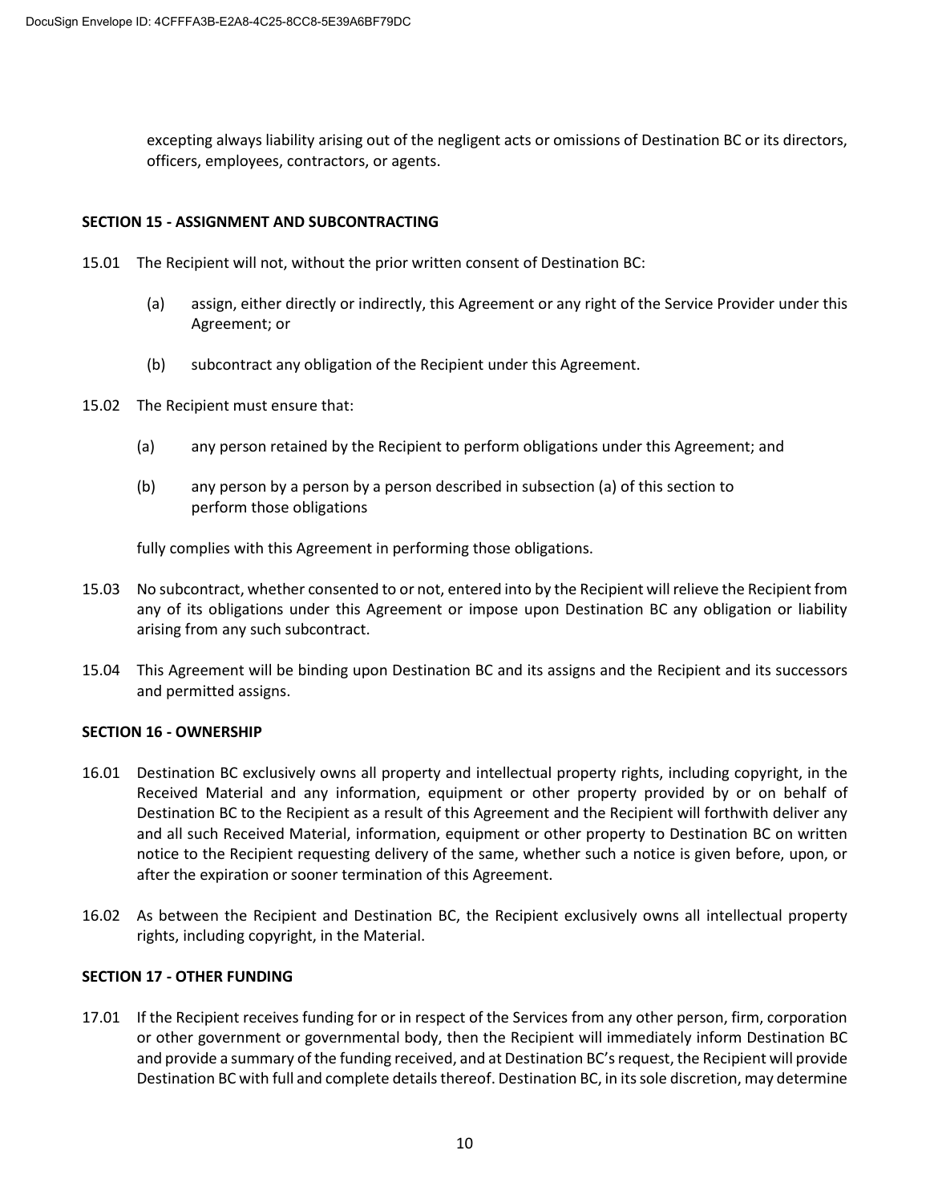excepting always liability arising out of the negligent acts or omissions of Destination BC or its directors, officers, employees, contractors, or agents.

**SECTION 15 - ASSIGNMENT AND SUBCONTRACTING**

15.01 The Recipient will not, without the prior written consent of Destination BC:

(a) assign, either directly or indirectly, this Agreement or any right of the Service Provider under this Agreement; or

(b) subcontract any obligation of the Recipient under this Agreement.

15.02 The Recipient must ensure that:

(a) any person retained by the Recipient to perform obligations under this Agreement; and

(b) any person by a person by a person described in subsection (a) of this section to perform those obligations

fully complies with this Agreement in performing those obligations.

15.03 No subcontract, whether consented to or not, entered into by the Recipient will relieve the Recipient from any of its obligations under this Agreement or impose upon Destination BC any obligation or liability arising from any such subcontract.

15.04 This Agreement will be binding upon Destination BC and its assigns and the Recipient and its successors and permitted assigns.

**SECTION 16 - OWNERSHIP**

16.01 Destination BC exclusively owns all property and intellectual property rights, including copyright, in the Received Material and any information, equipment or other property provided by or on behalf of Destination BC to the Recipient as a result of this Agreement and the Recipient will forthwith deliver any and all such Received Material, information, equipment or other property to Destination BC on written notice to the Recipient requesting delivery of the same, whether such a notice is given before, upon, or after the expiration or sooner termination of this Agreement.

16.02 As between the Recipient and Destination BC, the Recipient exclusively owns all intellectual property rights, including copyright, in the Material.

**SECTION 17 - OTHER FUNDING**

17.01 If the Recipient receives funding for or in respect of the Services from any other person, firm, corporation or other government or governmental body, then the Recipient will immediately inform Destination BC and provide a summary of the funding received, and at Destination BC's request, the Recipient will provide Destination BC with full and complete details thereof. Destination BC, in its sole discretion, may determine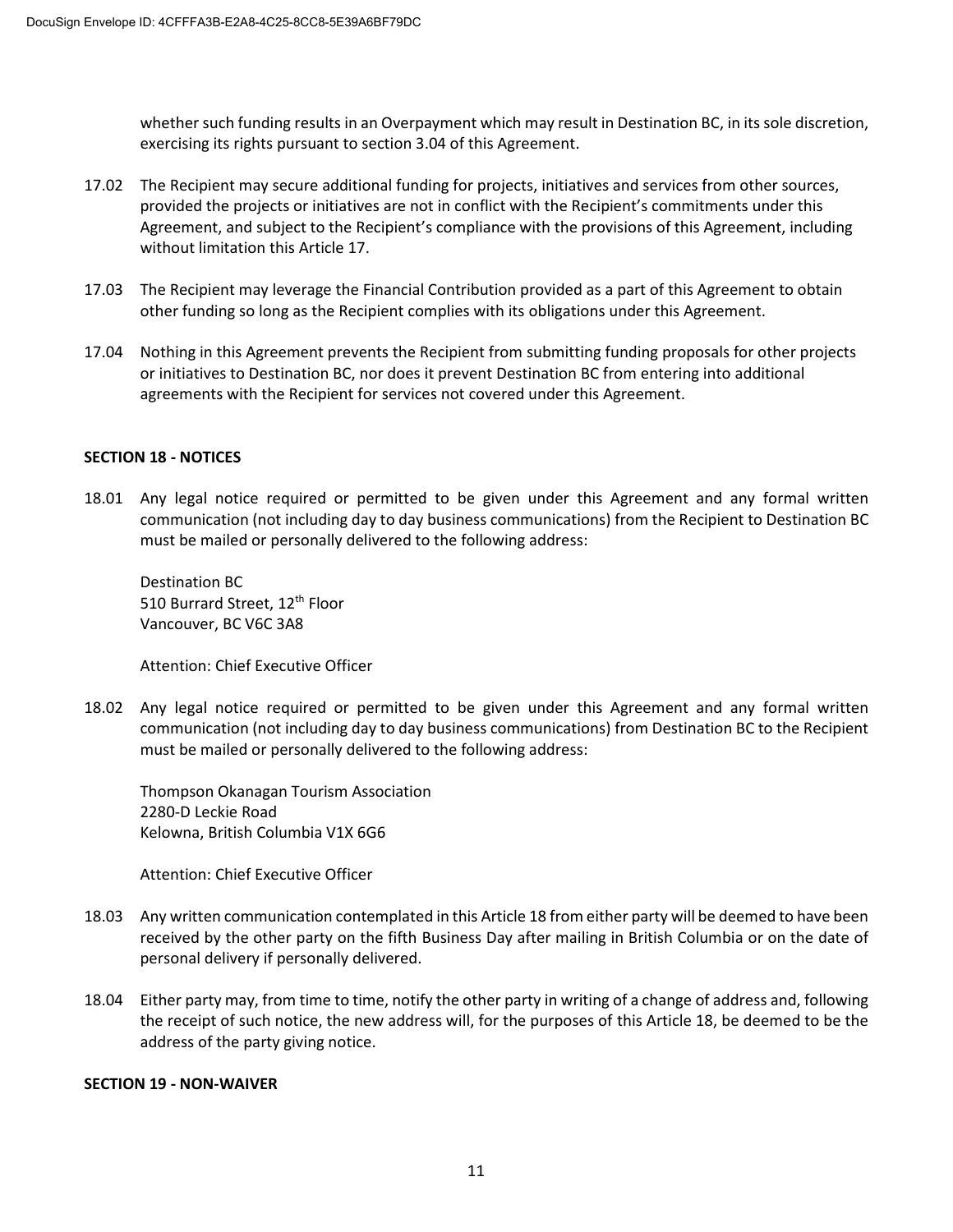whether such funding results in an Overpayment which may result in Destination BC, in its sole discretion, exercising its rights pursuant to section 3.04 of this Agreement.

17.02 The Recipient may secure additional funding for projects, initiatives and services from other sources, provided the projects or initiatives are not in conflict with the Recipient's commitments under this Agreement, and subject to the Recipient's compliance with the provisions of this Agreement, including without limitation this Article 17.

17.03 The Recipient may leverage the Financial Contribution provided as a part of this Agreement to obtain other funding so long as the Recipient complies with its obligations under this Agreement.

17.04 Nothing in this Agreement prevents the Recipient from submitting funding proposals for other projects or initiatives to Destination BC, nor does it prevent Destination BC from entering into additional agreements with the Recipient for services not covered under this Agreement.

**SECTION 18 - NOTICES**

18.01 Any legal notice required or permitted to be given under this Agreement and any formal written communication (not including day to day business communications) from the Recipient to Destination BC must be mailed or personally delivered to the following address:

Destination BC
510 Burrard Street, 12th Floor
Vancouver, BC V6C 3A8

Attention: Chief Executive Officer

18.02 Any legal notice required or permitted to be given under this Agreement and any formal written communication (not including day to day business communications) from Destination BC to the Recipient must be mailed or personally delivered to the following address:

Thompson Okanagan Tourism Association
2280-D Leckie Road
Kelowna, British Columbia V1X 6G6

Attention: Chief Executive Officer

18.03 Any written communication contemplated in this Article 18 from either party will be deemed to have been received by the other party on the fifth Business Day after mailing in British Columbia or on the date of personal delivery if personally delivered.

18.04 Either party may, from time to time, notify the other party in writing of a change of address and, following the receipt of such notice, the new address will, for the purposes of this Article 18, be deemed to be the address of the party giving notice.

**SECTION 19 - NON-WAIVER**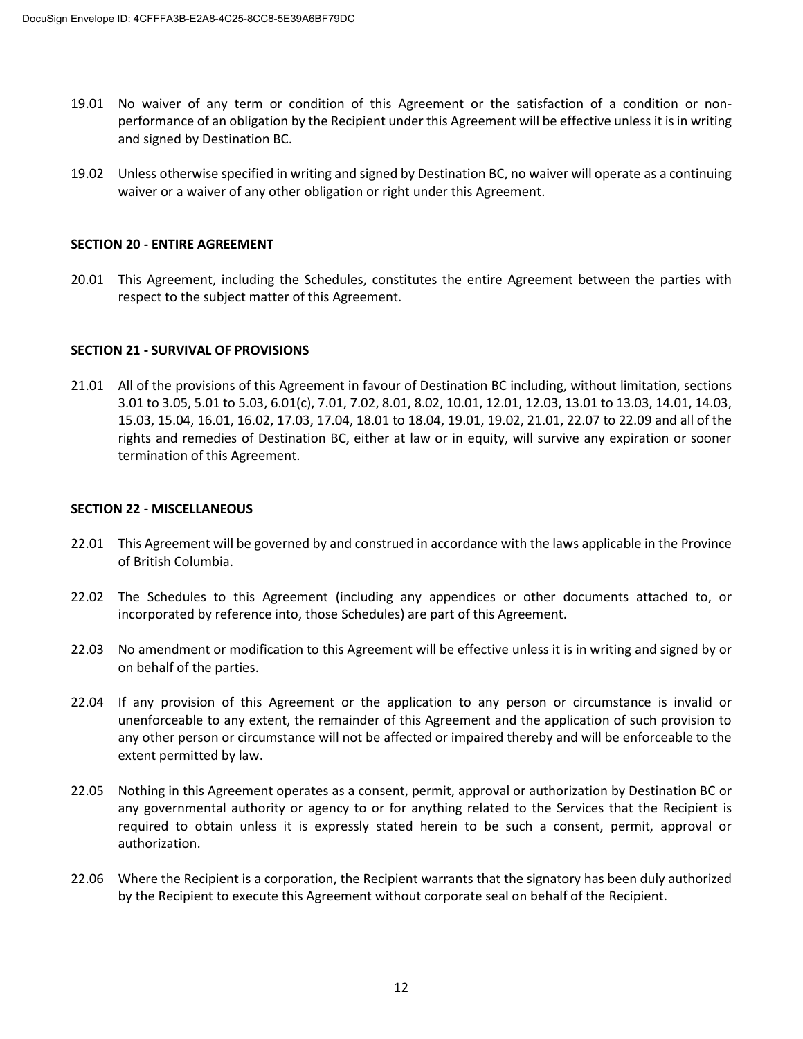19.01 No waiver of any term or condition of this Agreement or the satisfaction of a condition or non-performance of an obligation by the Recipient under this Agreement will be effective unless it is in writing and signed by Destination BC.

19.02 Unless otherwise specified in writing and signed by Destination BC, no waiver will operate as a continuing waiver or a waiver of any other obligation or right under this Agreement.

**SECTION 20 - ENTIRE AGREEMENT**

20.01 This Agreement, including the Schedules, constitutes the entire Agreement between the parties with respect to the subject matter of this Agreement.

**SECTION 21 - SURVIVAL OF PROVISIONS**

21.01 All of the provisions of this Agreement in favour of Destination BC including, without limitation, sections 3.01 to 3.05, 5.01 to 5.03, 6.01(c), 7.01, 7.02, 8.01, 8.02, 10.01, 12.01, 12.03, 13.01 to 13.03, 14.01, 14.03, 15.03, 15.04, 16.01, 16.02, 17.03, 17.04, 18.01 to 18.04, 19.01, 19.02, 21.01, 22.07 to 22.09 and all of the rights and remedies of Destination BC, either at law or in equity, will survive any expiration or sooner termination of this Agreement.

**SECTION 22 - MISCELLANEOUS**

22.01 This Agreement will be governed by and construed in accordance with the laws applicable in the Province of British Columbia.

22.02 The Schedules to this Agreement (including any appendices or other documents attached to, or incorporated by reference into, those Schedules) are part of this Agreement.

22.03 No amendment or modification to this Agreement will be effective unless it is in writing and signed by or on behalf of the parties.

22.04 If any provision of this Agreement or the application to any person or circumstance is invalid or unenforceable to any extent, the remainder of this Agreement and the application of such provision to any other person or circumstance will not be affected or impaired thereby and will be enforceable to the extent permitted by law.

22.05 Nothing in this Agreement operates as a consent, permit, approval or authorization by Destination BC or any governmental authority or agency to or for anything related to the Services that the Recipient is required to obtain unless it is expressly stated herein to be such a consent, permit, approval or authorization.

22.06 Where the Recipient is a corporation, the Recipient warrants that the signatory has been duly authorized by the Recipient to execute this Agreement without corporate seal on behalf of the Recipient.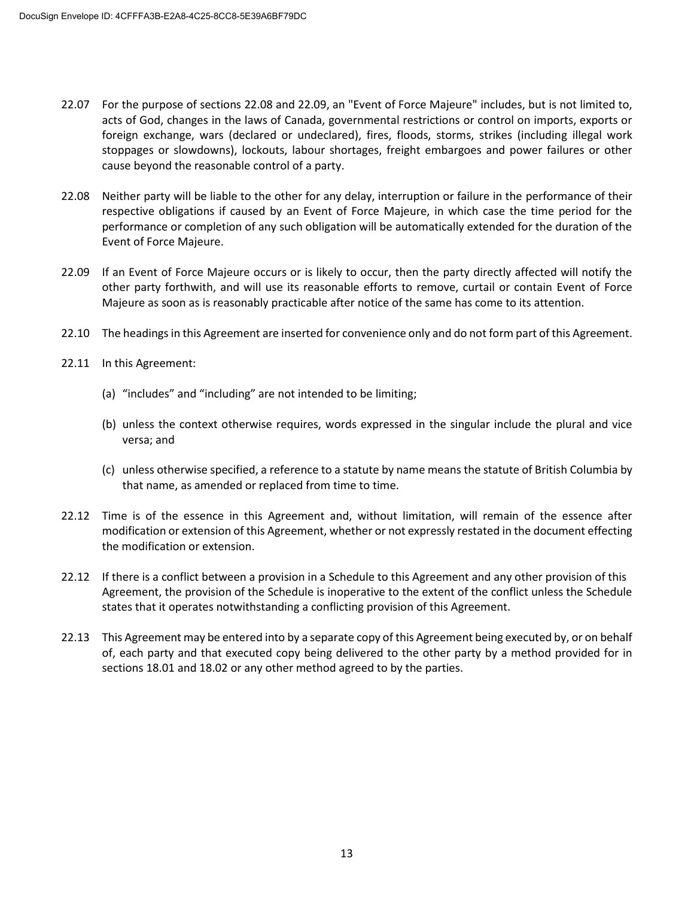22.07 For the purpose of sections 22.08 and 22.09, an "Event of Force Majeure" includes, but is not limited to, acts of God, changes in the laws of Canada, governmental restrictions or control on imports, exports or foreign exchange, wars (declared or undeclared), fires, floods, storms, strikes (including illegal work stoppages or slowdowns), lockouts, labour shortages, freight embargoes and power failures or other cause beyond the reasonable control of a party.

22.08 Neither party will be liable to the other for any delay, interruption or failure in the performance of their respective obligations if caused by an Event of Force Majeure, in which case the time period for the performance or completion of any such obligation will be automatically extended for the duration of the Event of Force Majeure.

22.09 If an Event of Force Majeure occurs or is likely to occur, then the party directly affected will notify the other party forthwith, and will use its reasonable efforts to remove, curtail or contain Event of Force Majeure as soon as is reasonably practicable after notice of the same has come to its attention.

22.10 The headings in this Agreement are inserted for convenience only and do not form part of this Agreement.

22.11 In this Agreement:

(a) “includes” and “including” are not intended to be limiting;

(b) unless the context otherwise requires, words expressed in the singular include the plural and vice versa; and

(c) unless otherwise specified, a reference to a statute by name means the statute of British Columbia by that name, as amended or replaced from time to time.

22.12 Time is of the essence in this Agreement and, without limitation, will remain of the essence after modification or extension of this Agreement, whether or not expressly restated in the document effecting the modification or extension.

22.12 If there is a conflict between a provision in a Schedule to this Agreement and any other provision of this Agreement, the provision of the Schedule is inoperative to the extent of the conflict unless the Schedule states that it operates notwithstanding a conflicting provision of this Agreement.

22.13 This Agreement may be entered into by a separate copy of this Agreement being executed by, or on behalf of, each party and that executed copy being delivered to the other party by a method provided for in sections 18.01 and 18.02 or any other method agreed to by the parties.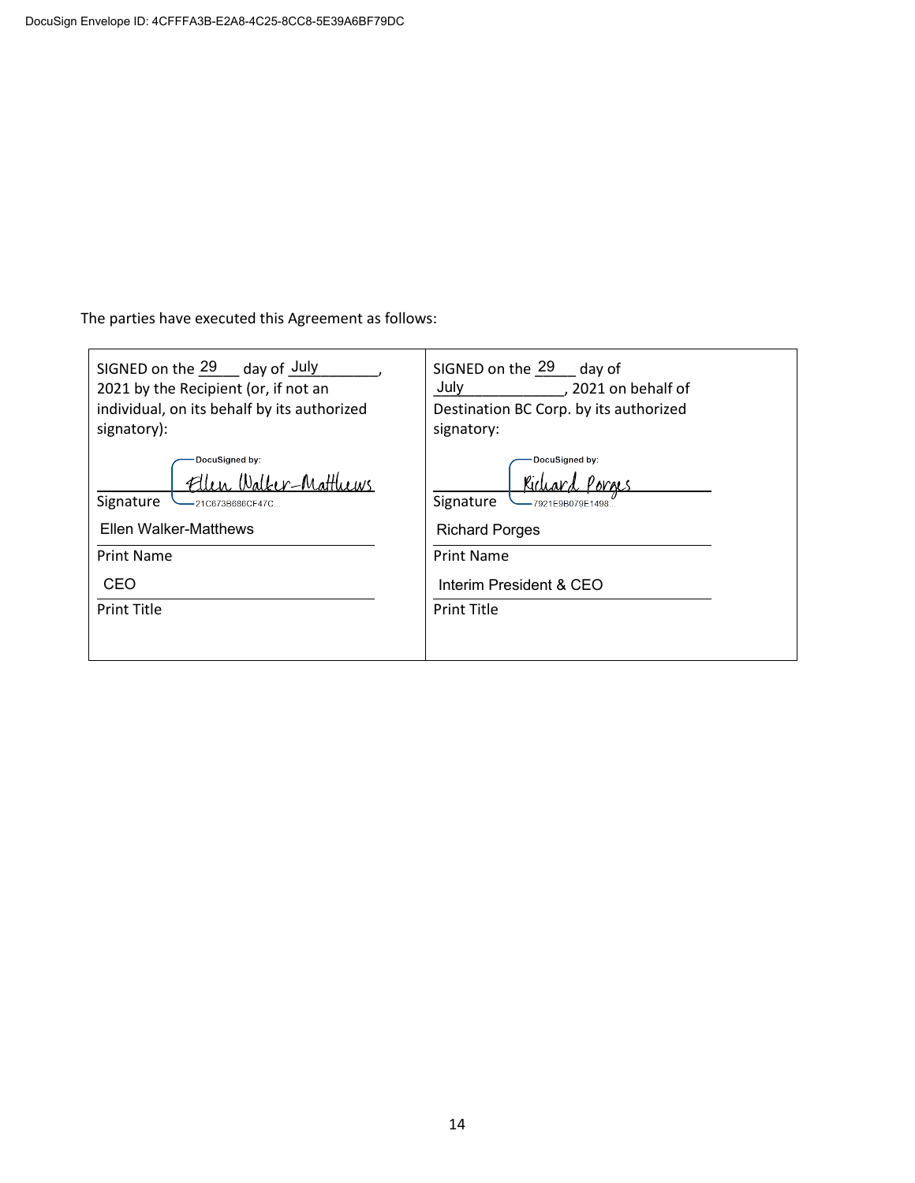The parties have executed this Agreement as follows:

| SIGNED on the 29 day of July, 2021 by the Recipient (or, if not an individual, on its behalf by its authorized signatory): | SIGNED on the 29 day of July, 2021 on behalf of Destination BC Corp. by its authorized signatory: |
|---|---|
| DocuSigned by: Ellen Walker-Matthews 21C673B686CF47C... | DocuSigned by: Richard Porges 7921E9B079E1498... |
| Signature | Signature |
| Ellen Walker-Matthews | Richard Porges |
| Print Name | Print Name |
| CEO | Interim President & CEO |
| Print Title | Print Title |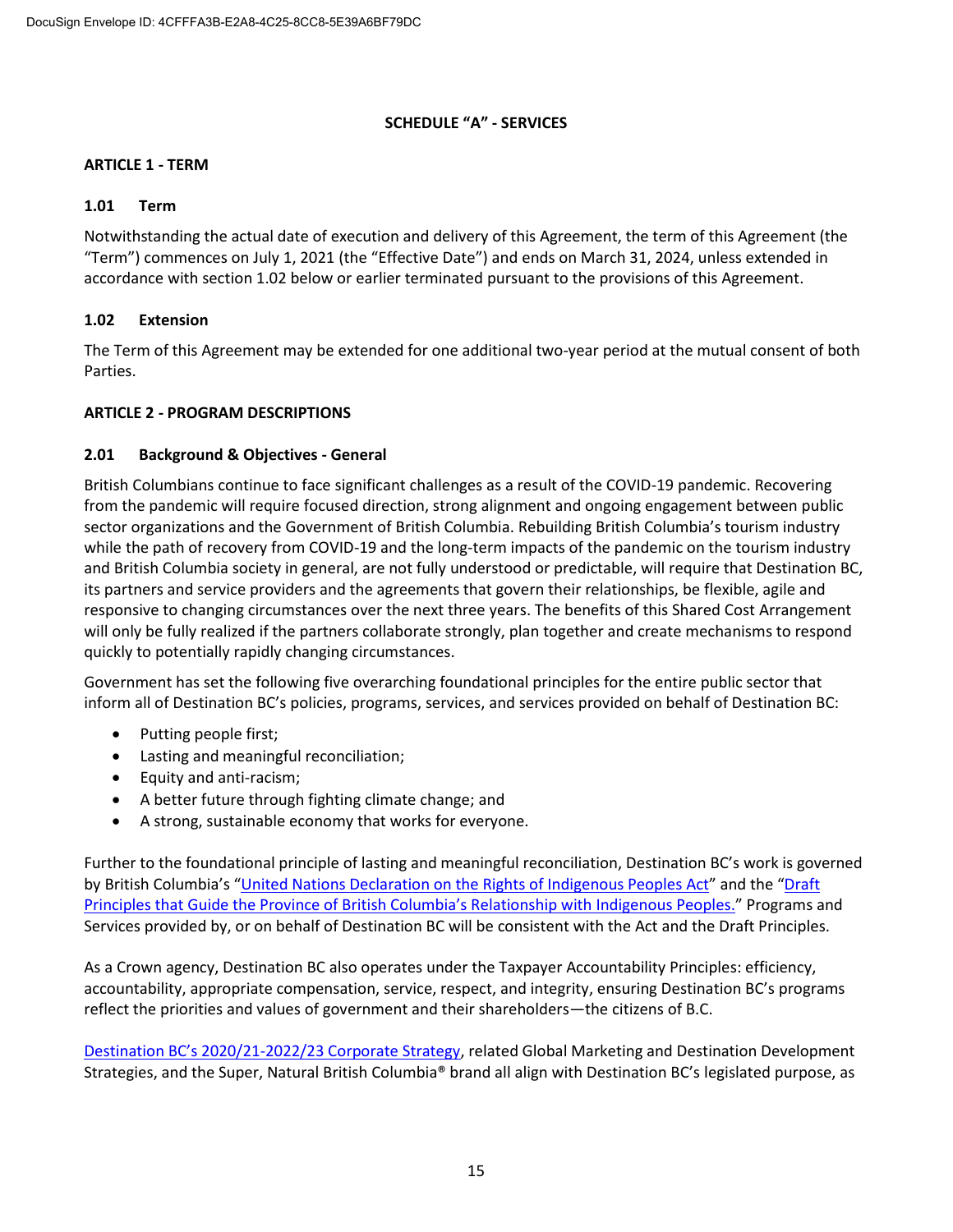## SCHEDULE "A" - SERVICES

### ARTICLE 1 - TERM

**1.01 Term**

Notwithstanding the actual date of execution and delivery of this Agreement, the term of this Agreement (the "Term") commences on July 1, 2021 (the "Effective Date") and ends on March 31, 2024, unless extended in accordance with section 1.02 below or earlier terminated pursuant to the provisions of this Agreement.

**1.02 Extension**

The Term of this Agreement may be extended for one additional two-year period at the mutual consent of both Parties.

### ARTICLE 2 - PROGRAM DESCRIPTIONS

**2.01 Background & Objectives - General**

British Columbians continue to face significant challenges as a result of the COVID-19 pandemic. Recovering from the pandemic will require focused direction, strong alignment and ongoing engagement between public sector organizations and the Government of British Columbia. Rebuilding British Columbia's tourism industry while the path of recovery from COVID-19 and the long-term impacts of the pandemic on the tourism industry and British Columbia society in general, are not fully understood or predictable, will require that Destination BC, its partners and service providers and the agreements that govern their relationships, be flexible, agile and responsive to changing circumstances over the next three years. The benefits of this Shared Cost Arrangement will only be fully realized if the partners collaborate strongly, plan together and create mechanisms to respond quickly to potentially rapidly changing circumstances.

Government has set the following five overarching foundational principles for the entire public sector that inform all of Destination BC's policies, programs, services, and services provided on behalf of Destination BC:

- Putting people first;
- Lasting and meaningful reconciliation;
- Equity and anti-racism;
- A better future through fighting climate change; and
- A strong, sustainable economy that works for everyone.

Further to the foundational principle of lasting and meaningful reconciliation, Destination BC's work is governed by British Columbia's "United Nations Declaration on the Rights of Indigenous Peoples Act" and the "Draft Principles that Guide the Province of British Columbia's Relationship with Indigenous Peoples." Programs and Services provided by, or on behalf of Destination BC will be consistent with the Act and the Draft Principles.

As a Crown agency, Destination BC also operates under the Taxpayer Accountability Principles: efficiency, accountability, appropriate compensation, service, respect, and integrity, ensuring Destination BC's programs reflect the priorities and values of government and their shareholders—the citizens of B.C.

Destination BC's 2020/21-2022/23 Corporate Strategy, related Global Marketing and Destination Development Strategies, and the Super, Natural British Columbia® brand all align with Destination BC's legislated purpose, as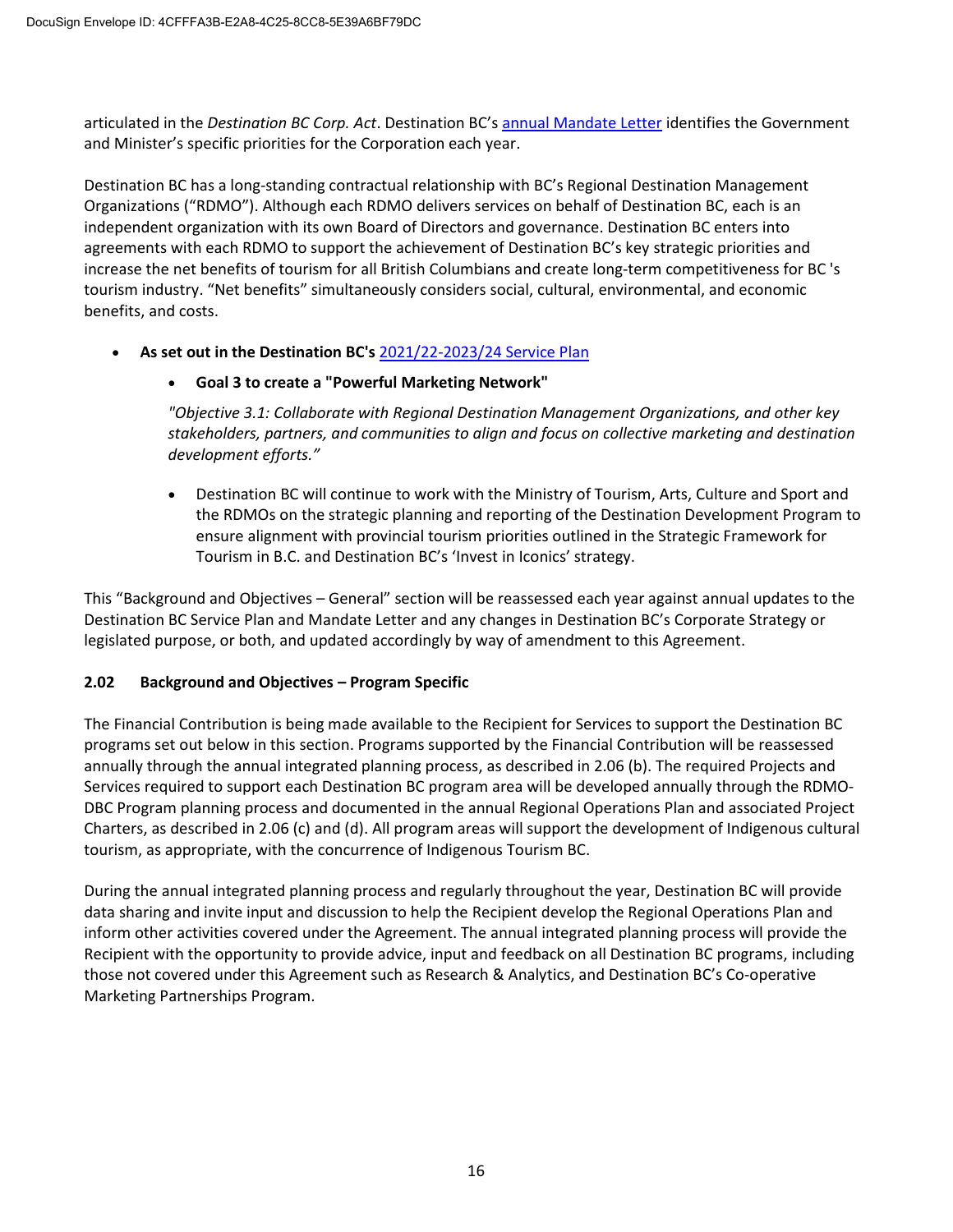articulated in the *Destination BC Corp. Act*. Destination BC's annual Mandate Letter identifies the Government and Minister's specific priorities for the Corporation each year.

Destination BC has a long-standing contractual relationship with BC's Regional Destination Management Organizations ("RDMO"). Although each RDMO delivers services on behalf of Destination BC, each is an independent organization with its own Board of Directors and governance. Destination BC enters into agreements with each RDMO to support the achievement of Destination BC's key strategic priorities and increase the net benefits of tourism for all British Columbians and create long-term competitiveness for BC 's tourism industry. "Net benefits" simultaneously considers social, cultural, environmental, and economic benefits, and costs.

- **As set out in the Destination BC's** 2021/22-2023/24 Service Plan
    - **Goal 3 to create a "Powerful Marketing Network"**

      *"Objective 3.1: Collaborate with Regional Destination Management Organizations, and other key stakeholders, partners, and communities to align and focus on collective marketing and destination development efforts."*

    - Destination BC will continue to work with the Ministry of Tourism, Arts, Culture and Sport and the RDMOs on the strategic planning and reporting of the Destination Development Program to ensure alignment with provincial tourism priorities outlined in the Strategic Framework for Tourism in B.C. and Destination BC's 'Invest in Iconics' strategy.

This "Background and Objectives – General" section will be reassessed each year against annual updates to the Destination BC Service Plan and Mandate Letter and any changes in Destination BC's Corporate Strategy or legislated purpose, or both, and updated accordingly by way of amendment to this Agreement.

### 2.02 Background and Objectives – Program Specific

The Financial Contribution is being made available to the Recipient for Services to support the Destination BC programs set out below in this section. Programs supported by the Financial Contribution will be reassessed annually through the annual integrated planning process, as described in 2.06 (b). The required Projects and Services required to support each Destination BC program area will be developed annually through the RDMO-DBC Program planning process and documented in the annual Regional Operations Plan and associated Project Charters, as described in 2.06 (c) and (d). All program areas will support the development of Indigenous cultural tourism, as appropriate, with the concurrence of Indigenous Tourism BC.

During the annual integrated planning process and regularly throughout the year, Destination BC will provide data sharing and invite input and discussion to help the Recipient develop the Regional Operations Plan and inform other activities covered under the Agreement. The annual integrated planning process will provide the Recipient with the opportunity to provide advice, input and feedback on all Destination BC programs, including those not covered under this Agreement such as Research & Analytics, and Destination BC's Co-operative Marketing Partnerships Program.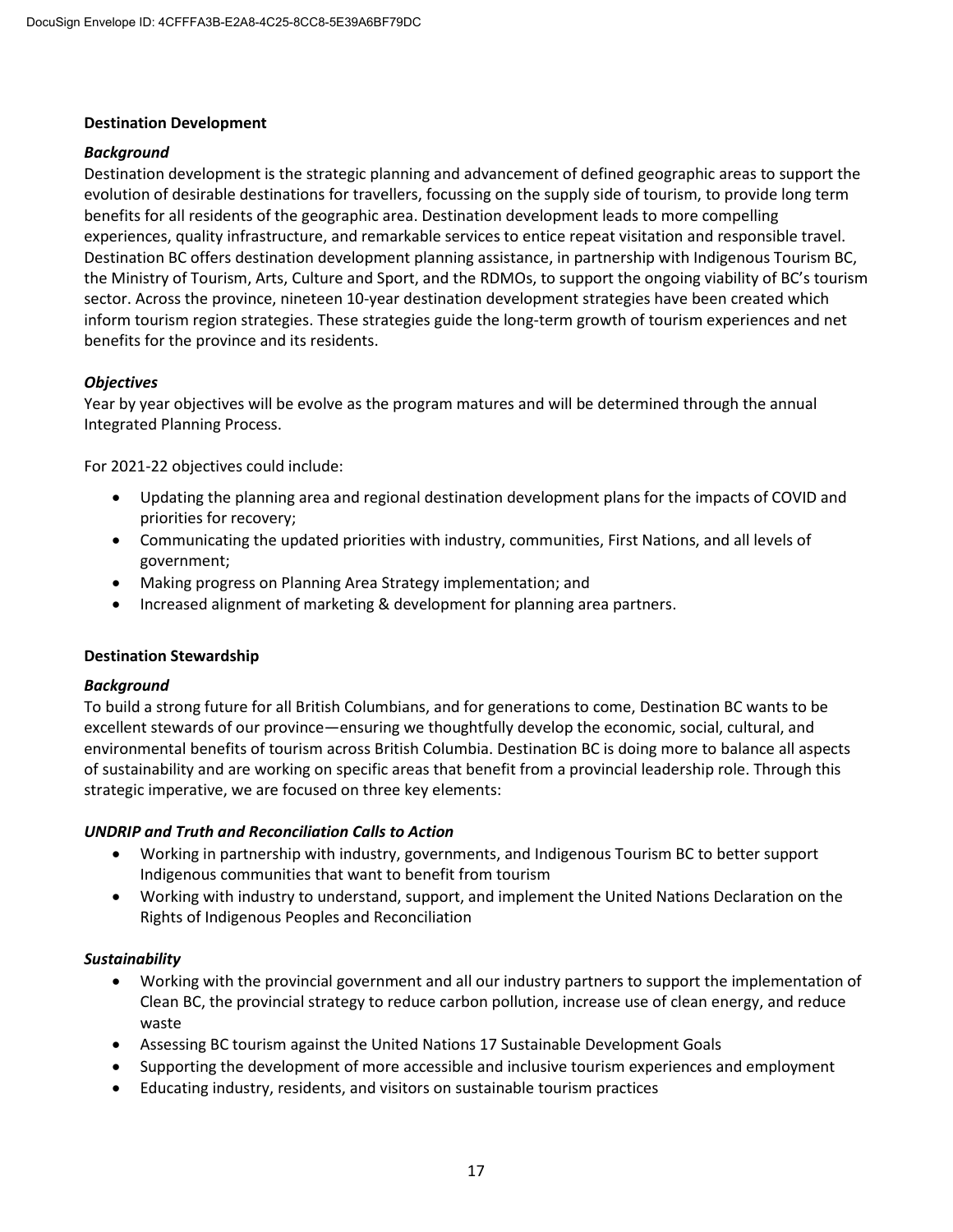**Destination Development**

***Background***

Destination development is the strategic planning and advancement of defined geographic areas to support the evolution of desirable destinations for travellers, focussing on the supply side of tourism, to provide long term benefits for all residents of the geographic area. Destination development leads to more compelling experiences, quality infrastructure, and remarkable services to entice repeat visitation and responsible travel. Destination BC offers destination development planning assistance, in partnership with Indigenous Tourism BC, the Ministry of Tourism, Arts, Culture and Sport, and the RDMOs, to support the ongoing viability of BC's tourism sector. Across the province, nineteen 10-year destination development strategies have been created which inform tourism region strategies. These strategies guide the long-term growth of tourism experiences and net benefits for the province and its residents.

***Objectives***

Year by year objectives will be evolve as the program matures and will be determined through the annual Integrated Planning Process.

For 2021-22 objectives could include:

- Updating the planning area and regional destination development plans for the impacts of COVID and priorities for recovery;
- Communicating the updated priorities with industry, communities, First Nations, and all levels of government;
- Making progress on Planning Area Strategy implementation; and
- Increased alignment of marketing & development for planning area partners.

**Destination Stewardship**

***Background***

To build a strong future for all British Columbians, and for generations to come, Destination BC wants to be excellent stewards of our province—ensuring we thoughtfully develop the economic, social, cultural, and environmental benefits of tourism across British Columbia. Destination BC is doing more to balance all aspects of sustainability and are working on specific areas that benefit from a provincial leadership role. Through this strategic imperative, we are focused on three key elements:

***UNDRIP and Truth and Reconciliation Calls to Action***

- Working in partnership with industry, governments, and Indigenous Tourism BC to better support Indigenous communities that want to benefit from tourism
- Working with industry to understand, support, and implement the United Nations Declaration on the Rights of Indigenous Peoples and Reconciliation

***Sustainability***

- Working with the provincial government and all our industry partners to support the implementation of Clean BC, the provincial strategy to reduce carbon pollution, increase use of clean energy, and reduce waste
- Assessing BC tourism against the United Nations 17 Sustainable Development Goals
- Supporting the development of more accessible and inclusive tourism experiences and employment
- Educating industry, residents, and visitors on sustainable tourism practices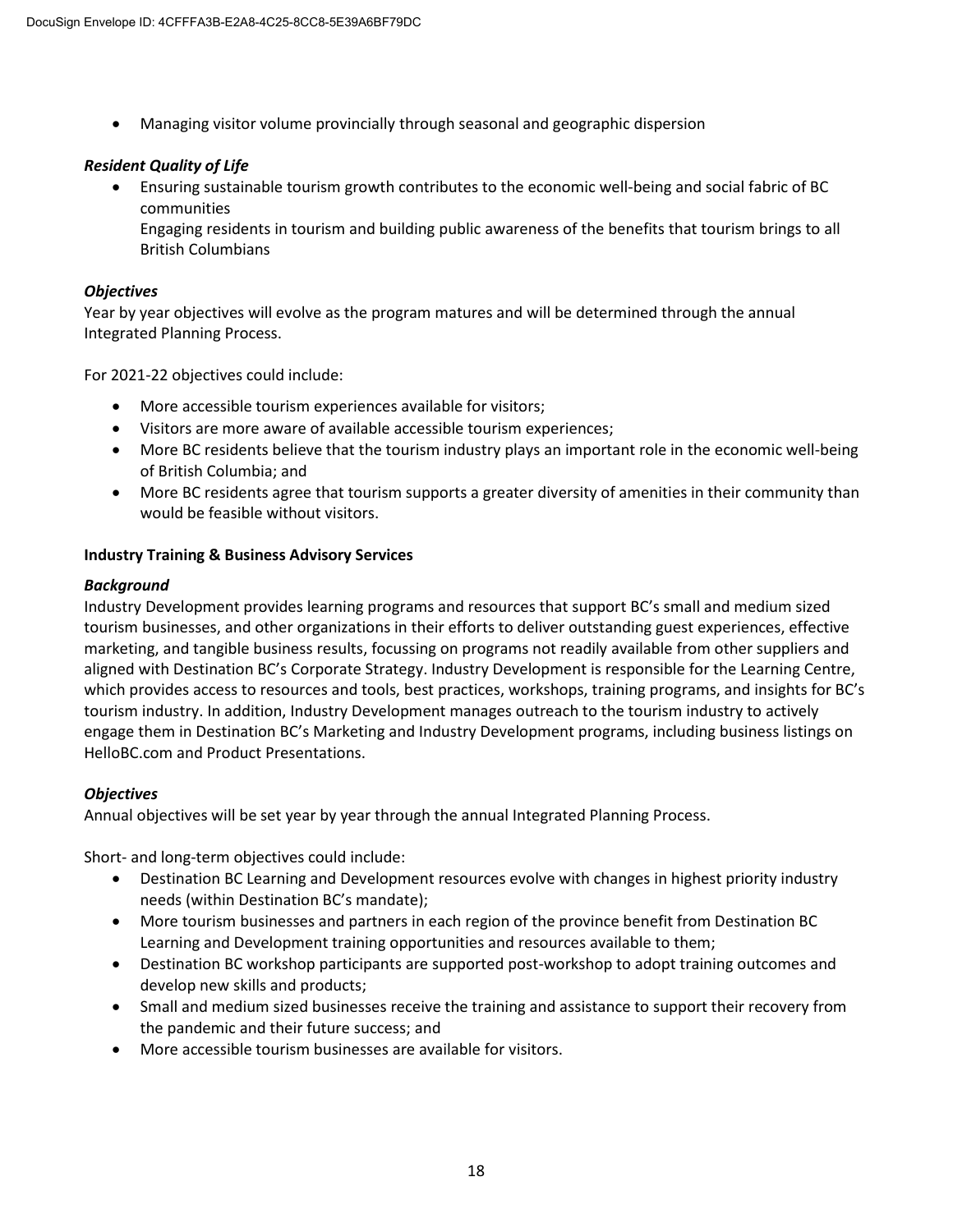- Managing visitor volume provincially through seasonal and geographic dispersion

***Resident Quality of Life***

- Ensuring sustainable tourism growth contributes to the economic well-being and social fabric of BC communities
  Engaging residents in tourism and building public awareness of the benefits that tourism brings to all British Columbians

***Objectives***

Year by year objectives will evolve as the program matures and will be determined through the annual Integrated Planning Process.

For 2021-22 objectives could include:

- More accessible tourism experiences available for visitors;
- Visitors are more aware of available accessible tourism experiences;
- More BC residents believe that the tourism industry plays an important role in the economic well-being of British Columbia; and
- More BC residents agree that tourism supports a greater diversity of amenities in their community than would be feasible without visitors.

**Industry Training & Business Advisory Services**

***Background***

Industry Development provides learning programs and resources that support BC's small and medium sized tourism businesses, and other organizations in their efforts to deliver outstanding guest experiences, effective marketing, and tangible business results, focussing on programs not readily available from other suppliers and aligned with Destination BC's Corporate Strategy. Industry Development is responsible for the Learning Centre, which provides access to resources and tools, best practices, workshops, training programs, and insights for BC's tourism industry. In addition, Industry Development manages outreach to the tourism industry to actively engage them in Destination BC's Marketing and Industry Development programs, including business listings on HelloBC.com and Product Presentations.

***Objectives***

Annual objectives will be set year by year through the annual Integrated Planning Process.

Short- and long-term objectives could include:

- Destination BC Learning and Development resources evolve with changes in highest priority industry needs (within Destination BC's mandate);
- More tourism businesses and partners in each region of the province benefit from Destination BC Learning and Development training opportunities and resources available to them;
- Destination BC workshop participants are supported post-workshop to adopt training outcomes and develop new skills and products;
- Small and medium sized businesses receive the training and assistance to support their recovery from the pandemic and their future success; and
- More accessible tourism businesses are available for visitors.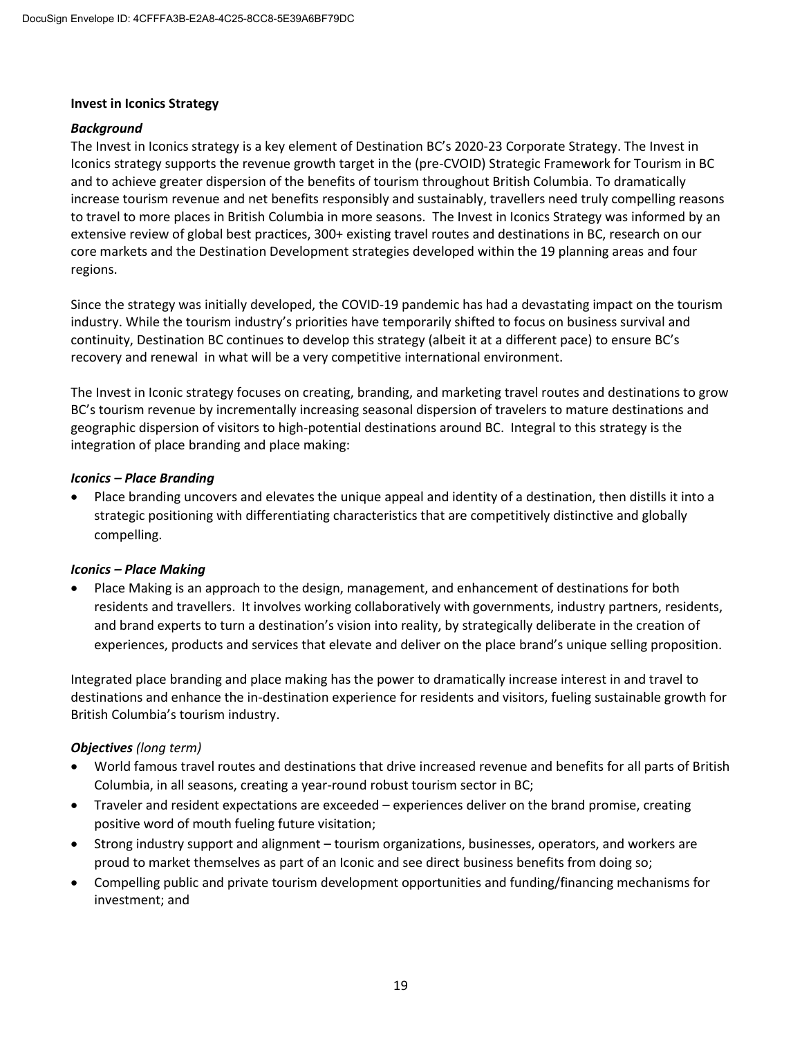**Invest in Iconics Strategy**

***Background***

The Invest in Iconics strategy is a key element of Destination BC's 2020-23 Corporate Strategy. The Invest in Iconics strategy supports the revenue growth target in the (pre-CVOID) Strategic Framework for Tourism in BC and to achieve greater dispersion of the benefits of tourism throughout British Columbia. To dramatically increase tourism revenue and net benefits responsibly and sustainably, travellers need truly compelling reasons to travel to more places in British Columbia in more seasons. The Invest in Iconics Strategy was informed by an extensive review of global best practices, 300+ existing travel routes and destinations in BC, research on our core markets and the Destination Development strategies developed within the 19 planning areas and four regions.

Since the strategy was initially developed, the COVID-19 pandemic has had a devastating impact on the tourism industry. While the tourism industry's priorities have temporarily shifted to focus on business survival and continuity, Destination BC continues to develop this strategy (albeit it at a different pace) to ensure BC's recovery and renewal in what will be a very competitive international environment.

The Invest in Iconic strategy focuses on creating, branding, and marketing travel routes and destinations to grow BC's tourism revenue by incrementally increasing seasonal dispersion of travelers to mature destinations and geographic dispersion of visitors to high-potential destinations around BC. Integral to this strategy is the integration of place branding and place making:

***Iconics – Place Branding***

- Place branding uncovers and elevates the unique appeal and identity of a destination, then distills it into a strategic positioning with differentiating characteristics that are competitively distinctive and globally compelling.

***Iconics – Place Making***

- Place Making is an approach to the design, management, and enhancement of destinations for both residents and travellers. It involves working collaboratively with governments, industry partners, residents, and brand experts to turn a destination's vision into reality, by strategically deliberate in the creation of experiences, products and services that elevate and deliver on the place brand's unique selling proposition.

Integrated place branding and place making has the power to dramatically increase interest in and travel to destinations and enhance the in-destination experience for residents and visitors, fueling sustainable growth for British Columbia's tourism industry.

***Objectives*** *(long term)*

- World famous travel routes and destinations that drive increased revenue and benefits for all parts of British Columbia, in all seasons, creating a year-round robust tourism sector in BC;
- Traveler and resident expectations are exceeded – experiences deliver on the brand promise, creating positive word of mouth fueling future visitation;
- Strong industry support and alignment – tourism organizations, businesses, operators, and workers are proud to market themselves as part of an Iconic and see direct business benefits from doing so;
- Compelling public and private tourism development opportunities and funding/financing mechanisms for investment; and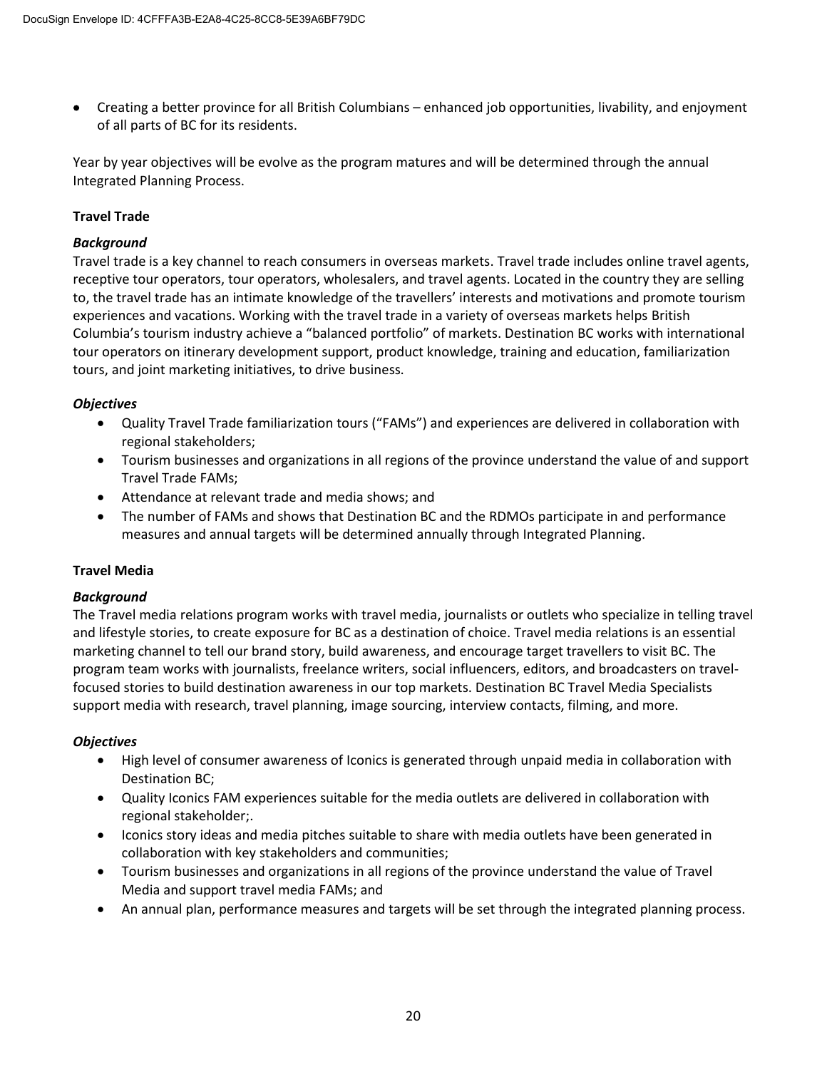- Creating a better province for all British Columbians – enhanced job opportunities, livability, and enjoyment of all parts of BC for its residents.

Year by year objectives will be evolve as the program matures and will be determined through the annual Integrated Planning Process.

**Travel Trade**

***Background***

Travel trade is a key channel to reach consumers in overseas markets. Travel trade includes online travel agents, receptive tour operators, tour operators, wholesalers, and travel agents. Located in the country they are selling to, the travel trade has an intimate knowledge of the travellers' interests and motivations and promote tourism experiences and vacations. Working with the travel trade in a variety of overseas markets helps British Columbia's tourism industry achieve a "balanced portfolio" of markets. Destination BC works with international tour operators on itinerary development support, product knowledge, training and education, familiarization tours, and joint marketing initiatives, to drive business.

***Objectives***

- Quality Travel Trade familiarization tours ("FAMs") and experiences are delivered in collaboration with regional stakeholders;
- Tourism businesses and organizations in all regions of the province understand the value of and support Travel Trade FAMs;
- Attendance at relevant trade and media shows; and
- The number of FAMs and shows that Destination BC and the RDMOs participate in and performance measures and annual targets will be determined annually through Integrated Planning.

**Travel Media**

***Background***

The Travel media relations program works with travel media, journalists or outlets who specialize in telling travel and lifestyle stories, to create exposure for BC as a destination of choice. Travel media relations is an essential marketing channel to tell our brand story, build awareness, and encourage target travellers to visit BC. The program team works with journalists, freelance writers, social influencers, editors, and broadcasters on travel-focused stories to build destination awareness in our top markets. Destination BC Travel Media Specialists support media with research, travel planning, image sourcing, interview contacts, filming, and more.

***Objectives***

- High level of consumer awareness of Iconics is generated through unpaid media in collaboration with Destination BC;
- Quality Iconics FAM experiences suitable for the media outlets are delivered in collaboration with regional stakeholder;.
- Iconics story ideas and media pitches suitable to share with media outlets have been generated in collaboration with key stakeholders and communities;
- Tourism businesses and organizations in all regions of the province understand the value of Travel Media and support travel media FAMs; and
- An annual plan, performance measures and targets will be set through the integrated planning process.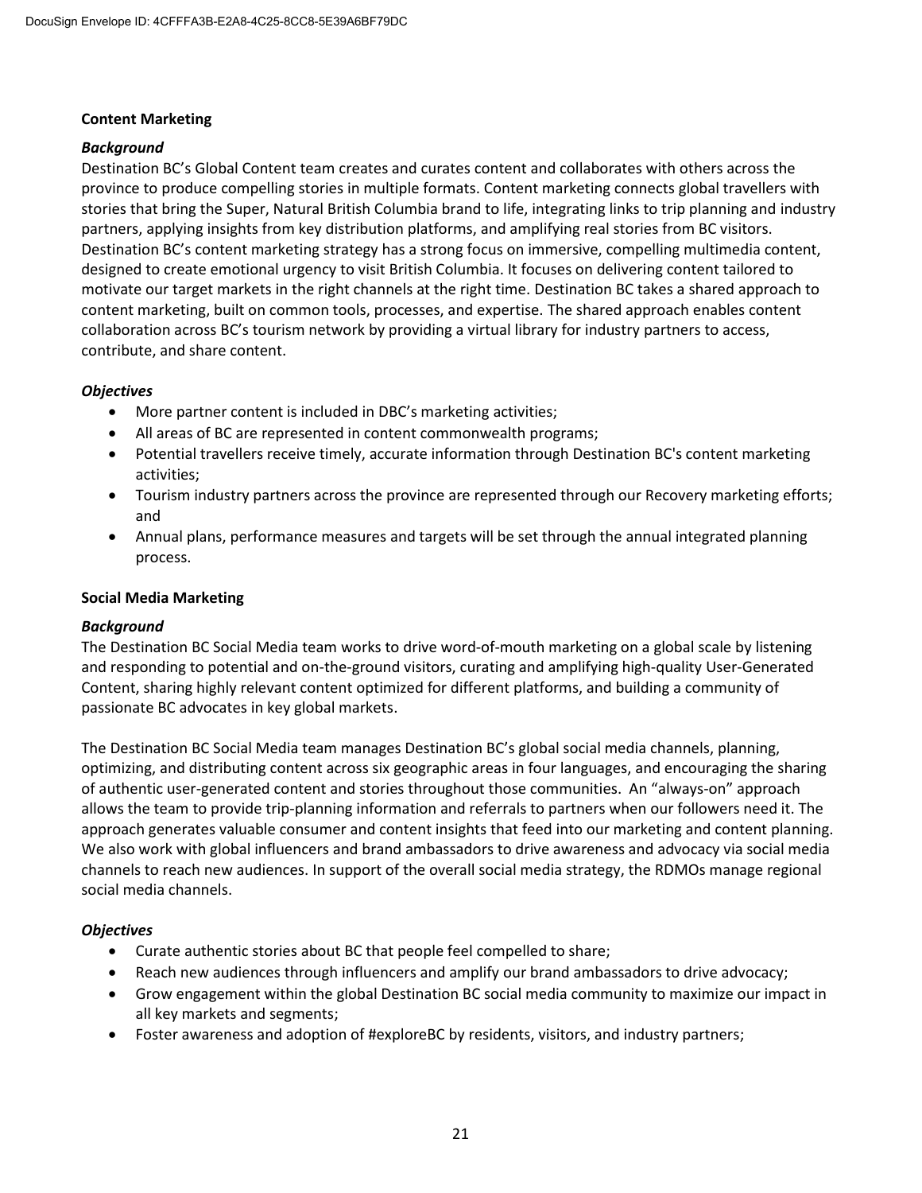## Content Marketing

### *Background*

Destination BC's Global Content team creates and curates content and collaborates with others across the province to produce compelling stories in multiple formats. Content marketing connects global travellers with stories that bring the Super, Natural British Columbia brand to life, integrating links to trip planning and industry partners, applying insights from key distribution platforms, and amplifying real stories from BC visitors. Destination BC's content marketing strategy has a strong focus on immersive, compelling multimedia content, designed to create emotional urgency to visit British Columbia. It focuses on delivering content tailored to motivate our target markets in the right channels at the right time. Destination BC takes a shared approach to content marketing, built on common tools, processes, and expertise. The shared approach enables content collaboration across BC's tourism network by providing a virtual library for industry partners to access, contribute, and share content.

### *Objectives*

- More partner content is included in DBC's marketing activities;
- All areas of BC are represented in content commonwealth programs;
- Potential travellers receive timely, accurate information through Destination BC's content marketing activities;
- Tourism industry partners across the province are represented through our Recovery marketing efforts; and
- Annual plans, performance measures and targets will be set through the annual integrated planning process.

## Social Media Marketing

### *Background*

The Destination BC Social Media team works to drive word-of-mouth marketing on a global scale by listening and responding to potential and on-the-ground visitors, curating and amplifying high-quality User-Generated Content, sharing highly relevant content optimized for different platforms, and building a community of passionate BC advocates in key global markets.

The Destination BC Social Media team manages Destination BC's global social media channels, planning, optimizing, and distributing content across six geographic areas in four languages, and encouraging the sharing of authentic user-generated content and stories throughout those communities. An "always-on" approach allows the team to provide trip-planning information and referrals to partners when our followers need it. The approach generates valuable consumer and content insights that feed into our marketing and content planning. We also work with global influencers and brand ambassadors to drive awareness and advocacy via social media channels to reach new audiences. In support of the overall social media strategy, the RDMOs manage regional social media channels.

### *Objectives*

- Curate authentic stories about BC that people feel compelled to share;
- Reach new audiences through influencers and amplify our brand ambassadors to drive advocacy;
- Grow engagement within the global Destination BC social media community to maximize our impact in all key markets and segments;
- Foster awareness and adoption of #exploreBC by residents, visitors, and industry partners;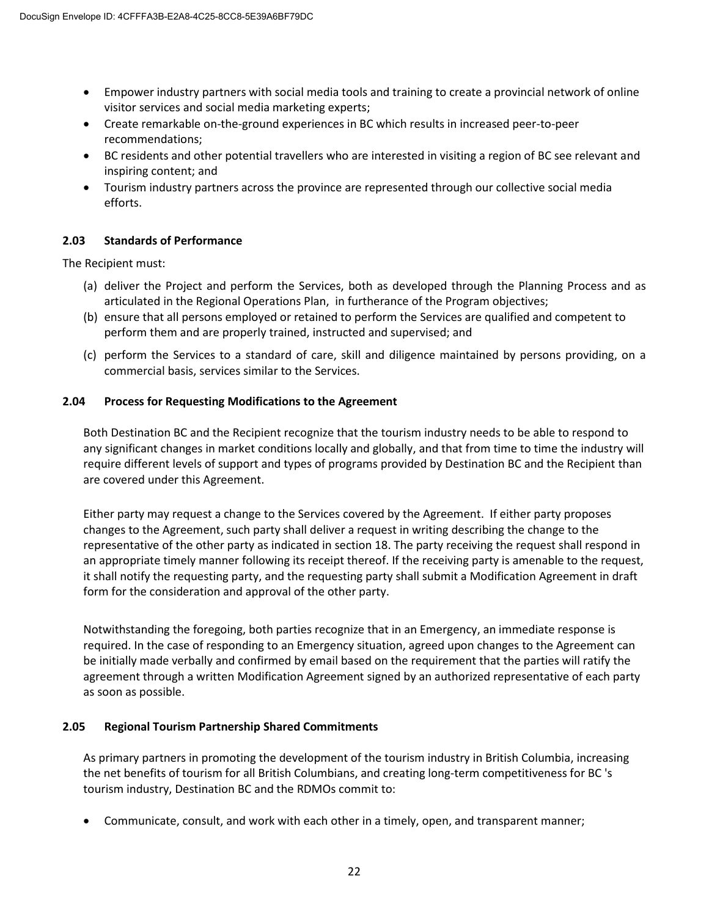- Empower industry partners with social media tools and training to create a provincial network of online visitor services and social media marketing experts;
- Create remarkable on-the-ground experiences in BC which results in increased peer-to-peer recommendations;
- BC residents and other potential travellers who are interested in visiting a region of BC see relevant and inspiring content; and
- Tourism industry partners across the province are represented through our collective social media efforts.

### 2.03 Standards of Performance

The Recipient must:

(a) deliver the Project and perform the Services, both as developed through the Planning Process and as articulated in the Regional Operations Plan, in furtherance of the Program objectives;

(b) ensure that all persons employed or retained to perform the Services are qualified and competent to perform them and are properly trained, instructed and supervised; and

(c) perform the Services to a standard of care, skill and diligence maintained by persons providing, on a commercial basis, services similar to the Services.

### 2.04 Process for Requesting Modifications to the Agreement

Both Destination BC and the Recipient recognize that the tourism industry needs to be able to respond to any significant changes in market conditions locally and globally, and that from time to time the industry will require different levels of support and types of programs provided by Destination BC and the Recipient than are covered under this Agreement.

Either party may request a change to the Services covered by the Agreement. If either party proposes changes to the Agreement, such party shall deliver a request in writing describing the change to the representative of the other party as indicated in section 18. The party receiving the request shall respond in an appropriate timely manner following its receipt thereof. If the receiving party is amenable to the request, it shall notify the requesting party, and the requesting party shall submit a Modification Agreement in draft form for the consideration and approval of the other party.

Notwithstanding the foregoing, both parties recognize that in an Emergency, an immediate response is required. In the case of responding to an Emergency situation, agreed upon changes to the Agreement can be initially made verbally and confirmed by email based on the requirement that the parties will ratify the agreement through a written Modification Agreement signed by an authorized representative of each party as soon as possible.

### 2.05 Regional Tourism Partnership Shared Commitments

As primary partners in promoting the development of the tourism industry in British Columbia, increasing the net benefits of tourism for all British Columbians, and creating long-term competitiveness for BC 's tourism industry, Destination BC and the RDMOs commit to:

- Communicate, consult, and work with each other in a timely, open, and transparent manner;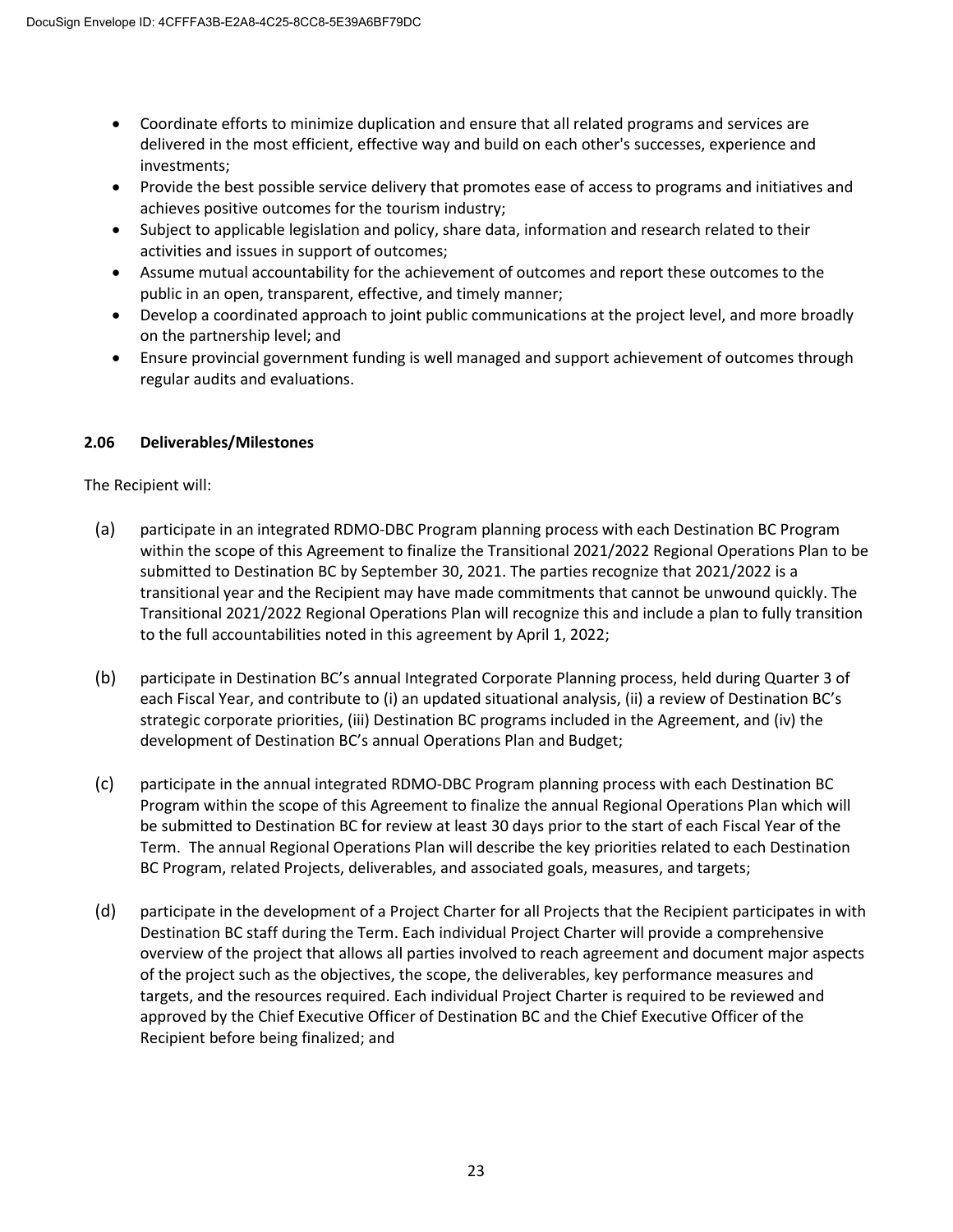- Coordinate efforts to minimize duplication and ensure that all related programs and services are delivered in the most efficient, effective way and build on each other's successes, experience and investments;
- Provide the best possible service delivery that promotes ease of access to programs and initiatives and achieves positive outcomes for the tourism industry;
- Subject to applicable legislation and policy, share data, information and research related to their activities and issues in support of outcomes;
- Assume mutual accountability for the achievement of outcomes and report these outcomes to the public in an open, transparent, effective, and timely manner;
- Develop a coordinated approach to joint public communications at the project level, and more broadly on the partnership level; and
- Ensure provincial government funding is well managed and support achievement of outcomes through regular audits and evaluations.

### 2.06 Deliverables/Milestones

The Recipient will:

(a) participate in an integrated RDMO-DBC Program planning process with each Destination BC Program within the scope of this Agreement to finalize the Transitional 2021/2022 Regional Operations Plan to be submitted to Destination BC by September 30, 2021. The parties recognize that 2021/2022 is a transitional year and the Recipient may have made commitments that cannot be unwound quickly. The Transitional 2021/2022 Regional Operations Plan will recognize this and include a plan to fully transition to the full accountabilities noted in this agreement by April 1, 2022;

(b) participate in Destination BC's annual Integrated Corporate Planning process, held during Quarter 3 of each Fiscal Year, and contribute to (i) an updated situational analysis, (ii) a review of Destination BC's strategic corporate priorities, (iii) Destination BC programs included in the Agreement, and (iv) the development of Destination BC's annual Operations Plan and Budget;

(c) participate in the annual integrated RDMO-DBC Program planning process with each Destination BC Program within the scope of this Agreement to finalize the annual Regional Operations Plan which will be submitted to Destination BC for review at least 30 days prior to the start of each Fiscal Year of the Term. The annual Regional Operations Plan will describe the key priorities related to each Destination BC Program, related Projects, deliverables, and associated goals, measures, and targets;

(d) participate in the development of a Project Charter for all Projects that the Recipient participates in with Destination BC staff during the Term. Each individual Project Charter will provide a comprehensive overview of the project that allows all parties involved to reach agreement and document major aspects of the project such as the objectives, the scope, the deliverables, key performance measures and targets, and the resources required. Each individual Project Charter is required to be reviewed and approved by the Chief Executive Officer of Destination BC and the Chief Executive Officer of the Recipient before being finalized; and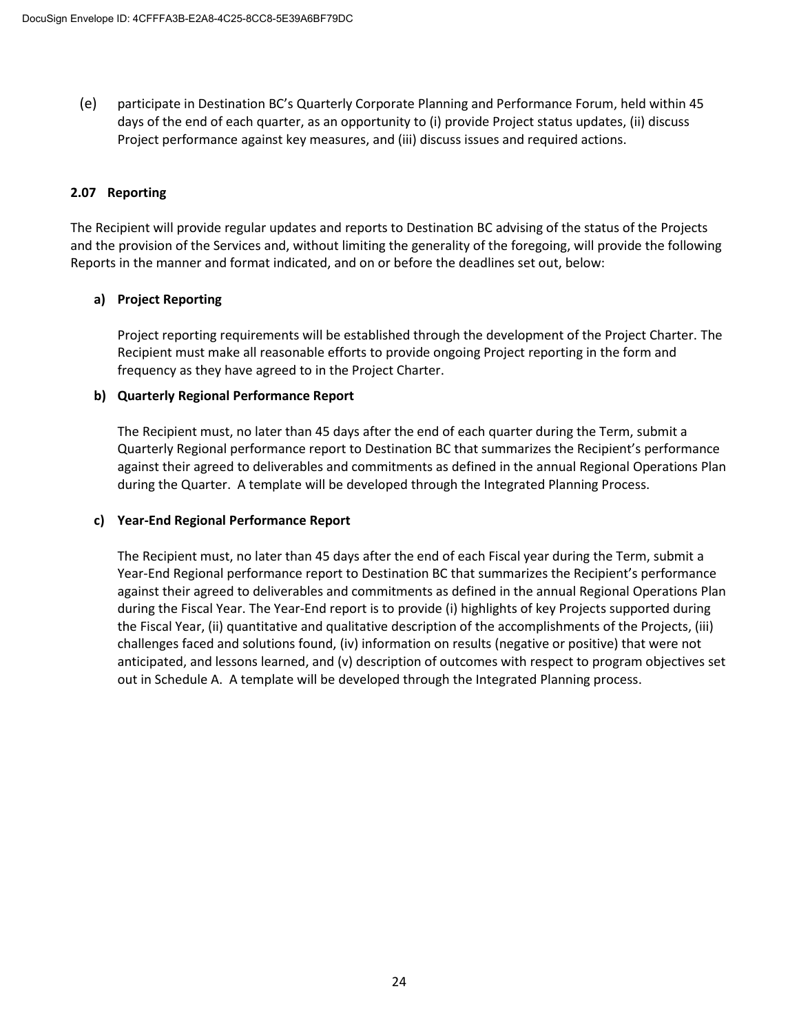(e) participate in Destination BC's Quarterly Corporate Planning and Performance Forum, held within 45 days of the end of each quarter, as an opportunity to (i) provide Project status updates, (ii) discuss Project performance against key measures, and (iii) discuss issues and required actions.

### 2.07 Reporting

The Recipient will provide regular updates and reports to Destination BC advising of the status of the Projects and the provision of the Services and, without limiting the generality of the foregoing, will provide the following Reports in the manner and format indicated, and on or before the deadlines set out, below:

**a) Project Reporting**

Project reporting requirements will be established through the development of the Project Charter. The Recipient must make all reasonable efforts to provide ongoing Project reporting in the form and frequency as they have agreed to in the Project Charter.

**b) Quarterly Regional Performance Report**

The Recipient must, no later than 45 days after the end of each quarter during the Term, submit a Quarterly Regional performance report to Destination BC that summarizes the Recipient's performance against their agreed to deliverables and commitments as defined in the annual Regional Operations Plan during the Quarter. A template will be developed through the Integrated Planning Process.

**c) Year-End Regional Performance Report**

The Recipient must, no later than 45 days after the end of each Fiscal year during the Term, submit a Year-End Regional performance report to Destination BC that summarizes the Recipient's performance against their agreed to deliverables and commitments as defined in the annual Regional Operations Plan during the Fiscal Year. The Year-End report is to provide (i) highlights of key Projects supported during the Fiscal Year, (ii) quantitative and qualitative description of the accomplishments of the Projects, (iii) challenges faced and solutions found, (iv) information on results (negative or positive) that were not anticipated, and lessons learned, and (v) description of outcomes with respect to program objectives set out in Schedule A. A template will be developed through the Integrated Planning process.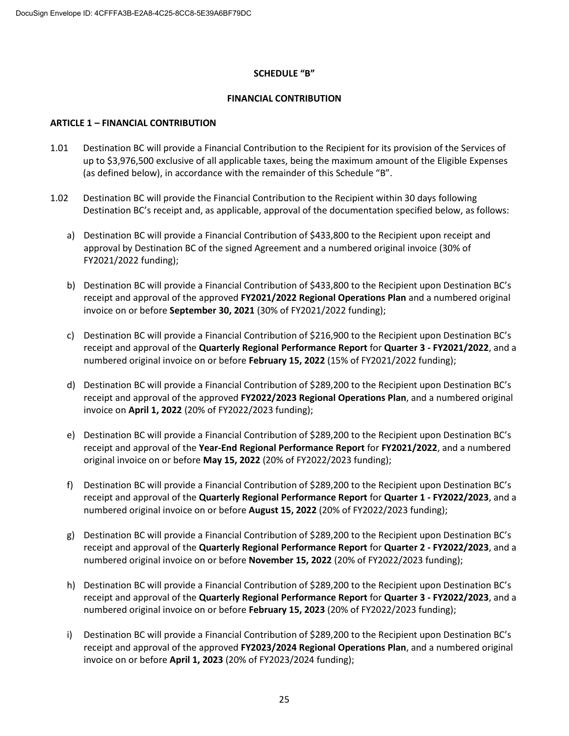## SCHEDULE "B"

## FINANCIAL CONTRIBUTION

### ARTICLE 1 – FINANCIAL CONTRIBUTION

1.01 Destination BC will provide a Financial Contribution to the Recipient for its provision of the Services of up to $3,976,500 exclusive of all applicable taxes, being the maximum amount of the Eligible Expenses (as defined below), in accordance with the remainder of this Schedule "B".

1.02 Destination BC will provide the Financial Contribution to the Recipient within 30 days following Destination BC's receipt and, as applicable, approval of the documentation specified below, as follows:

a) Destination BC will provide a Financial Contribution of $433,800 to the Recipient upon receipt and approval by Destination BC of the signed Agreement and a numbered original invoice (30% of FY2021/2022 funding);

b) Destination BC will provide a Financial Contribution of $433,800 to the Recipient upon Destination BC's receipt and approval of the approved **FY2021/2022 Regional Operations Plan** and a numbered original invoice on or before **September 30, 2021** (30% of FY2021/2022 funding);

c) Destination BC will provide a Financial Contribution of $216,900 to the Recipient upon Destination BC's receipt and approval of the **Quarterly Regional Performance Report** for **Quarter 3 - FY2021/2022**, and a numbered original invoice on or before **February 15, 2022** (15% of FY2021/2022 funding);

d) Destination BC will provide a Financial Contribution of $289,200 to the Recipient upon Destination BC's receipt and approval of the approved **FY2022/2023 Regional Operations Plan**, and a numbered original invoice on **April 1, 2022** (20% of FY2022/2023 funding);

e) Destination BC will provide a Financial Contribution of $289,200 to the Recipient upon Destination BC's receipt and approval of the **Year-End Regional Performance Report** for **FY2021/2022**, and a numbered original invoice on or before **May 15, 2022** (20% of FY2022/2023 funding);

f) Destination BC will provide a Financial Contribution of $289,200 to the Recipient upon Destination BC's receipt and approval of the **Quarterly Regional Performance Report** for **Quarter 1 - FY2022/2023**, and a numbered original invoice on or before **August 15, 2022** (20% of FY2022/2023 funding);

g) Destination BC will provide a Financial Contribution of $289,200 to the Recipient upon Destination BC's receipt and approval of the **Quarterly Regional Performance Report** for **Quarter 2 - FY2022/2023**, and a numbered original invoice on or before **November 15, 2022** (20% of FY2022/2023 funding);

h) Destination BC will provide a Financial Contribution of $289,200 to the Recipient upon Destination BC's receipt and approval of the **Quarterly Regional Performance Report** for **Quarter 3 - FY2022/2023**, and a numbered original invoice on or before **February 15, 2023** (20% of FY2022/2023 funding);

i) Destination BC will provide a Financial Contribution of $289,200 to the Recipient upon Destination BC's receipt and approval of the approved **FY2023/2024 Regional Operations Plan**, and a numbered original invoice on or before **April 1, 2023** (20% of FY2023/2024 funding);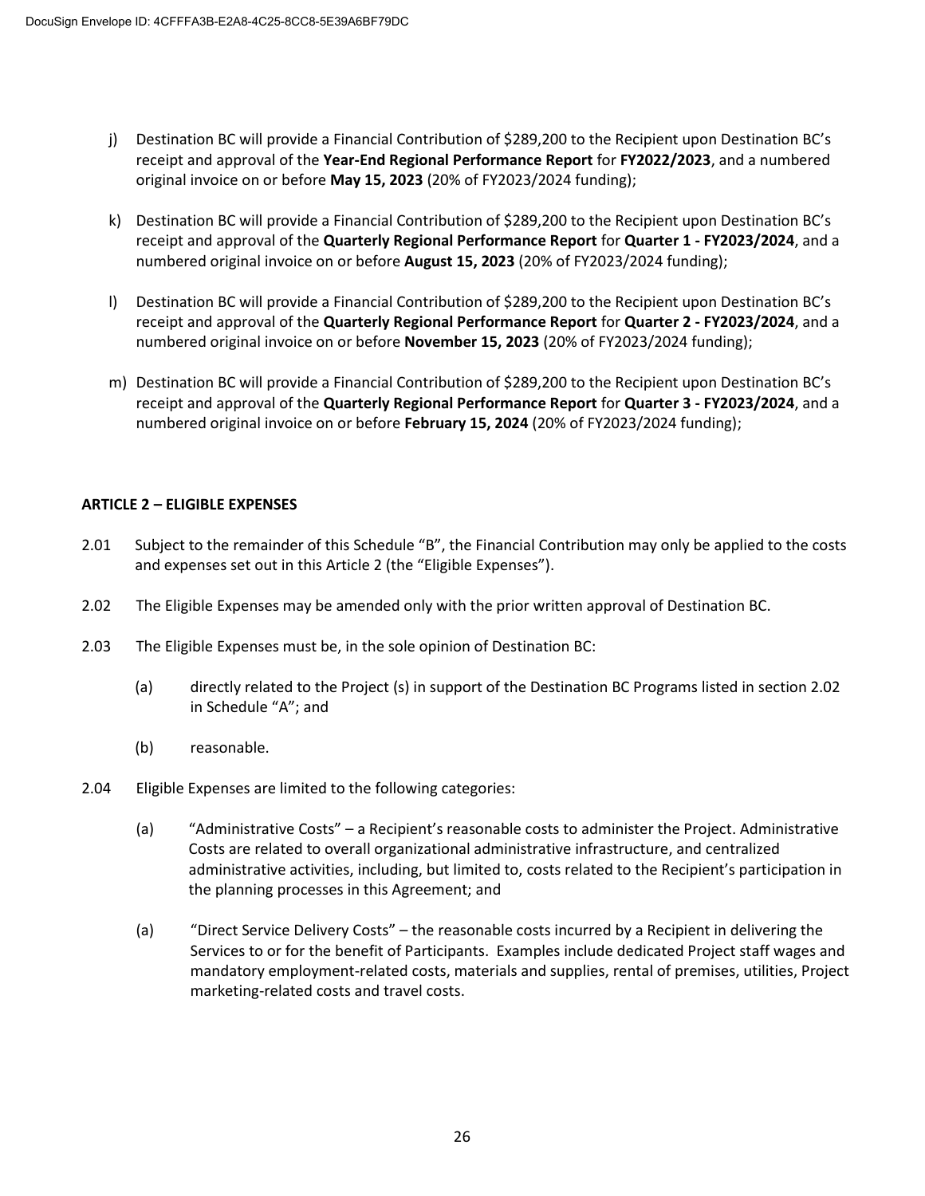j) Destination BC will provide a Financial Contribution of $289,200 to the Recipient upon Destination BC's receipt and approval of the **Year-End Regional Performance Report** for **FY2022/2023**, and a numbered original invoice on or before **May 15, 2023** (20% of FY2023/2024 funding);

k) Destination BC will provide a Financial Contribution of $289,200 to the Recipient upon Destination BC's receipt and approval of the **Quarterly Regional Performance Report** for **Quarter 1 - FY2023/2024**, and a numbered original invoice on or before **August 15, 2023** (20% of FY2023/2024 funding);

l) Destination BC will provide a Financial Contribution of $289,200 to the Recipient upon Destination BC's receipt and approval of the **Quarterly Regional Performance Report** for **Quarter 2 - FY2023/2024**, and a numbered original invoice on or before **November 15, 2023** (20% of FY2023/2024 funding);

m) Destination BC will provide a Financial Contribution of $289,200 to the Recipient upon Destination BC's receipt and approval of the **Quarterly Regional Performance Report** for **Quarter 3 - FY2023/2024**, and a numbered original invoice on or before **February 15, 2024** (20% of FY2023/2024 funding);

**ARTICLE 2 – ELIGIBLE EXPENSES**

2.01 Subject to the remainder of this Schedule "B", the Financial Contribution may only be applied to the costs and expenses set out in this Article 2 (the "Eligible Expenses").

2.02 The Eligible Expenses may be amended only with the prior written approval of Destination BC.

2.03 The Eligible Expenses must be, in the sole opinion of Destination BC:

(a) directly related to the Project (s) in support of the Destination BC Programs listed in section 2.02 in Schedule "A"; and

(b) reasonable.

2.04 Eligible Expenses are limited to the following categories:

(a) "Administrative Costs" – a Recipient's reasonable costs to administer the Project. Administrative Costs are related to overall organizational administrative infrastructure, and centralized administrative activities, including, but limited to, costs related to the Recipient's participation in the planning processes in this Agreement; and

(a) "Direct Service Delivery Costs" – the reasonable costs incurred by a Recipient in delivering the Services to or for the benefit of Participants. Examples include dedicated Project staff wages and mandatory employment-related costs, materials and supplies, rental of premises, utilities, Project marketing-related costs and travel costs.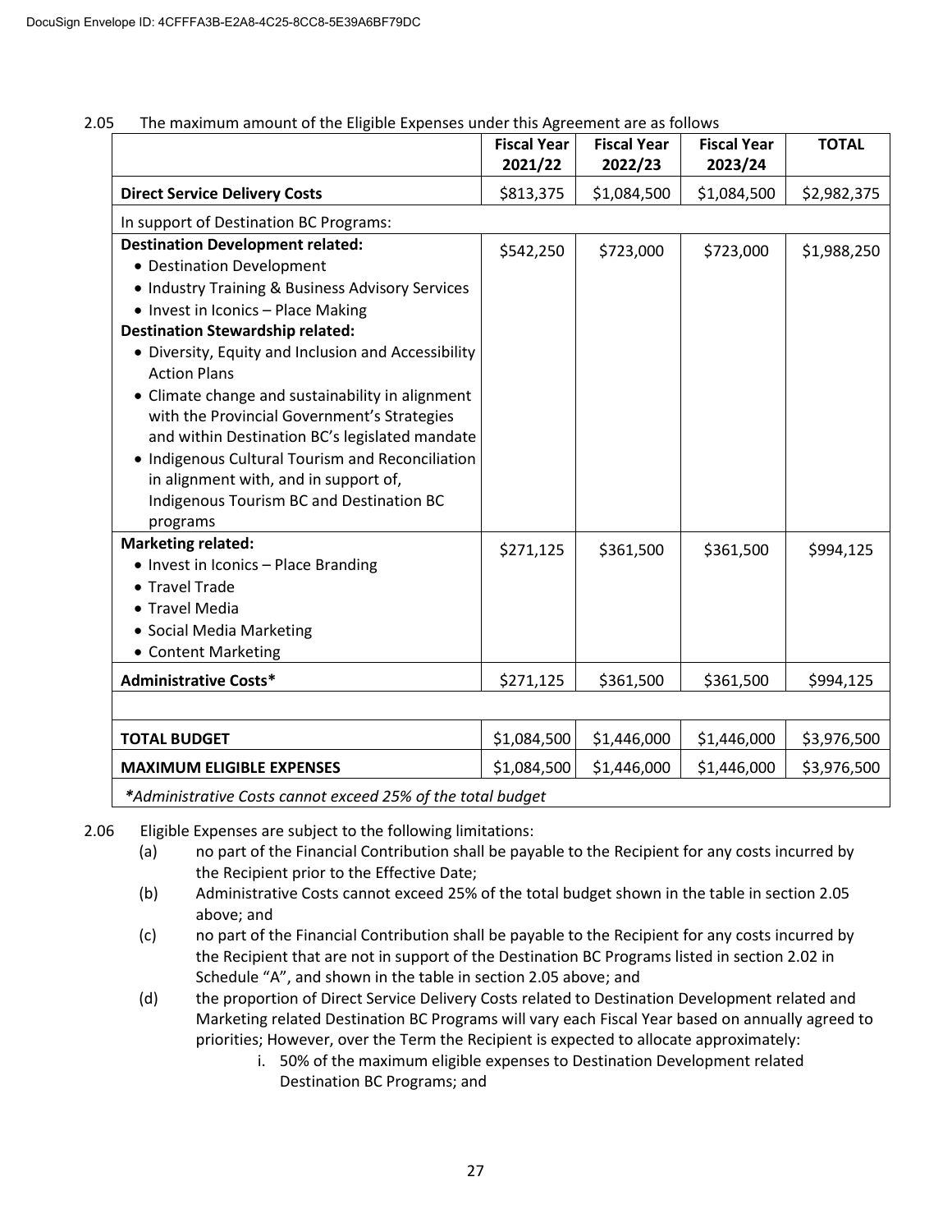DocuSign Envelope ID: 4CFFFA3B-E2A8-4C25-8CC8-5E39A6BF79DC

2.05 The maximum amount of the Eligible Expenses under this Agreement are as follows

| | **Fiscal Year 2021/22** | **Fiscal Year 2022/23** | **Fiscal Year 2023/24** | **TOTAL** |
|---|---|---|---|---|
| **Direct Service Delivery Costs** | \$813,375 | \$1,084,500 | \$1,084,500 | \$2,982,375 |
| In support of Destination BC Programs: | | | | |
| **Destination Development related:**<br>• Destination Development<br>• Industry Training & Business Advisory Services<br>• Invest in Iconics – Place Making<br>**Destination Stewardship related:**<br>• Diversity, Equity and Inclusion and Accessibility Action Plans<br>• Climate change and sustainability in alignment with the Provincial Government's Strategies and within Destination BC's legislated mandate<br>• Indigenous Cultural Tourism and Reconciliation in alignment with, and in support of, Indigenous Tourism BC and Destination BC programs | \$542,250 | \$723,000 | \$723,000 | \$1,988,250 |
| **Marketing related:**<br>• Invest in Iconics – Place Branding<br>• Travel Trade<br>• Travel Media<br>• Social Media Marketing<br>• Content Marketing | \$271,125 | \$361,500 | \$361,500 | \$994,125 |
| **Administrative Costs*** | \$271,125 | \$361,500 | \$361,500 | \$994,125 |
| | | | | |
| **TOTAL BUDGET** | \$1,084,500 | \$1,446,000 | \$1,446,000 | \$3,976,500 |
| **MAXIMUM ELIGIBLE EXPENSES** | \$1,084,500 | \$1,446,000 | \$1,446,000 | \$3,976,500 |

***Administrative Costs cannot exceed 25% of the total budget***

2.06 Eligible Expenses are subject to the following limitations:

(a) no part of the Financial Contribution shall be payable to the Recipient for any costs incurred by the Recipient prior to the Effective Date;

(b) Administrative Costs cannot exceed 25% of the total budget shown in the table in section 2.05 above; and

(c) no part of the Financial Contribution shall be payable to the Recipient for any costs incurred by the Recipient that are not in support of the Destination BC Programs listed in section 2.02 in Schedule "A", and shown in the table in section 2.05 above; and

(d) the proportion of Direct Service Delivery Costs related to Destination Development related and Marketing related Destination BC Programs will vary each Fiscal Year based on annually agreed to priorities; However, over the Term the Recipient is expected to allocate approximately:

i. 50% of the maximum eligible expenses to Destination Development related Destination BC Programs; and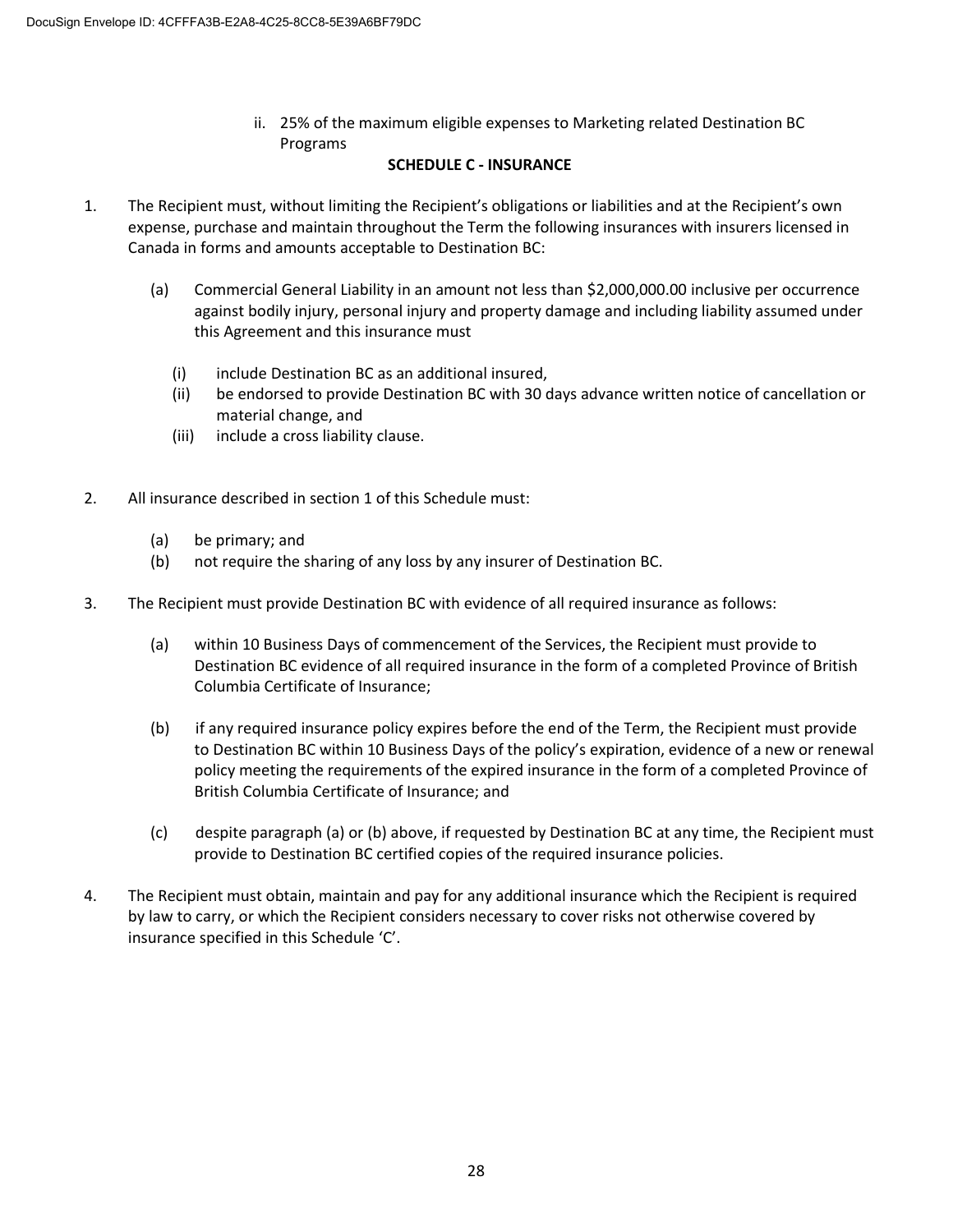ii. 25% of the maximum eligible expenses to Marketing related Destination BC Programs

## SCHEDULE C - INSURANCE

1. The Recipient must, without limiting the Recipient's obligations or liabilities and at the Recipient's own expense, purchase and maintain throughout the Term the following insurances with insurers licensed in Canada in forms and amounts acceptable to Destination BC:

   (a) Commercial General Liability in an amount not less than $2,000,000.00 inclusive per occurrence against bodily injury, personal injury and property damage and including liability assumed under this Agreement and this insurance must

      (i) include Destination BC as an additional insured,

      (ii) be endorsed to provide Destination BC with 30 days advance written notice of cancellation or material change, and

      (iii) include a cross liability clause.

2. All insurance described in section 1 of this Schedule must:

   (a) be primary; and

   (b) not require the sharing of any loss by any insurer of Destination BC.

3. The Recipient must provide Destination BC with evidence of all required insurance as follows:

   (a) within 10 Business Days of commencement of the Services, the Recipient must provide to Destination BC evidence of all required insurance in the form of a completed Province of British Columbia Certificate of Insurance;

   (b) if any required insurance policy expires before the end of the Term, the Recipient must provide to Destination BC within 10 Business Days of the policy's expiration, evidence of a new or renewal policy meeting the requirements of the expired insurance in the form of a completed Province of British Columbia Certificate of Insurance; and

   (c) despite paragraph (a) or (b) above, if requested by Destination BC at any time, the Recipient must provide to Destination BC certified copies of the required insurance policies.

4. The Recipient must obtain, maintain and pay for any additional insurance which the Recipient is required by law to carry, or which the Recipient considers necessary to cover risks not otherwise covered by insurance specified in this Schedule 'C'.